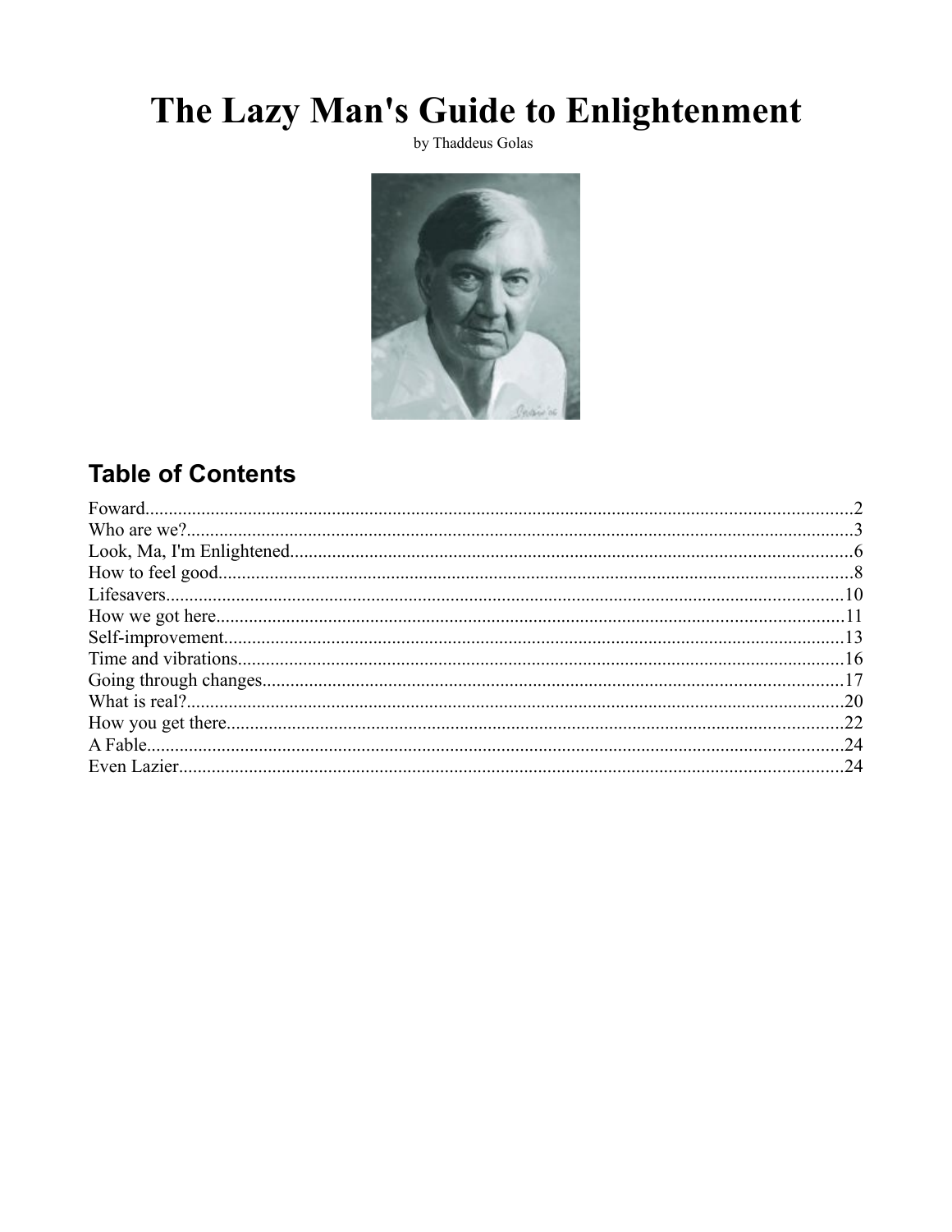# The Lazy Man's Guide to Enlightenment

by Thaddeus Golas

## Table of Contents

Foward....................................................................................................................................2
Who are we?............................................................................................................................3
Look, Ma, I'm Enlightened......................................................................................................6
How to feel good.....................................................................................................................8
Lifesavers...............................................................................................................................10
How we got here....................................................................................................................11
Self-improvement...................................................................................................................13
Time and vibrations................................................................................................................16
Going through changes..........................................................................................................17
What is real?..........................................................................................................................20
How you get there..................................................................................................................22
A Fable...................................................................................................................................24
Even Lazier............................................................................................................................24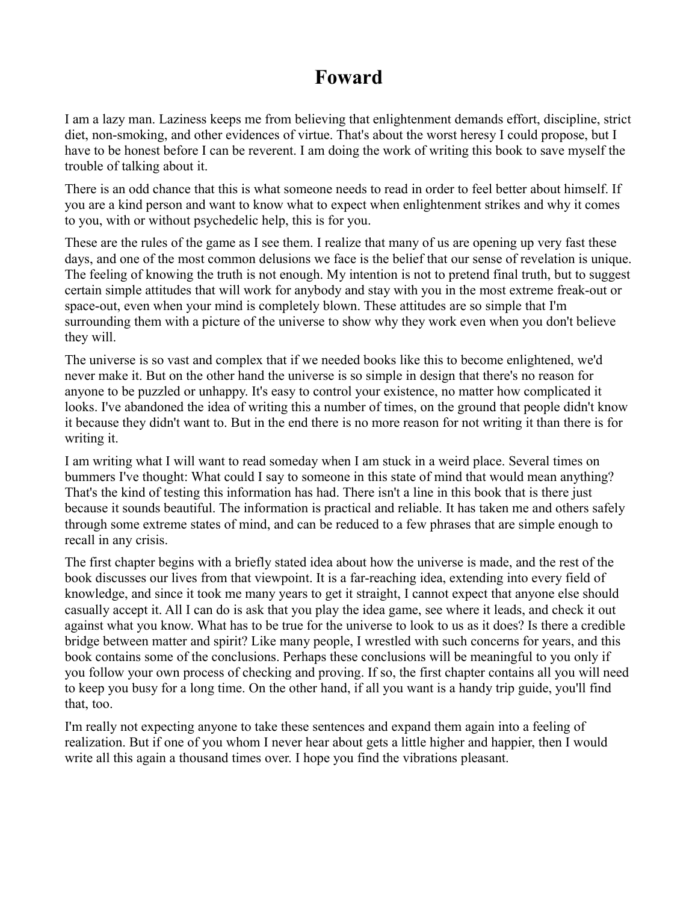# Foward

I am a lazy man. Laziness keeps me from believing that enlightenment demands effort, discipline, strict diet, non-smoking, and other evidences of virtue. That's about the worst heresy I could propose, but I have to be honest before I can be reverent. I am doing the work of writing this book to save myself the trouble of talking about it.

There is an odd chance that this is what someone needs to read in order to feel better about himself. If you are a kind person and want to know what to expect when enlightenment strikes and why it comes to you, with or without psychedelic help, this is for you.

These are the rules of the game as I see them. I realize that many of us are opening up very fast these days, and one of the most common delusions we face is the belief that our sense of revelation is unique. The feeling of knowing the truth is not enough. My intention is not to pretend final truth, but to suggest certain simple attitudes that will work for anybody and stay with you in the most extreme freak-out or space-out, even when your mind is completely blown. These attitudes are so simple that I'm surrounding them with a picture of the universe to show why they work even when you don't believe they will.

The universe is so vast and complex that if we needed books like this to become enlightened, we'd never make it. But on the other hand the universe is so simple in design that there's no reason for anyone to be puzzled or unhappy. It's easy to control your existence, no matter how complicated it looks. I've abandoned the idea of writing this a number of times, on the ground that people didn't know it because they didn't want to. But in the end there is no more reason for not writing it than there is for writing it.

I am writing what I will want to read someday when I am stuck in a weird place. Several times on bummers I've thought: What could I say to someone in this state of mind that would mean anything? That's the kind of testing this information has had. There isn't a line in this book that is there just because it sounds beautiful. The information is practical and reliable. It has taken me and others safely through some extreme states of mind, and can be reduced to a few phrases that are simple enough to recall in any crisis.

The first chapter begins with a briefly stated idea about how the universe is made, and the rest of the book discusses our lives from that viewpoint. It is a far-reaching idea, extending into every field of knowledge, and since it took me many years to get it straight, I cannot expect that anyone else should casually accept it. All I can do is ask that you play the idea game, see where it leads, and check it out against what you know. What has to be true for the universe to look to us as it does? Is there a credible bridge between matter and spirit? Like many people, I wrestled with such concerns for years, and this book contains some of the conclusions. Perhaps these conclusions will be meaningful to you only if you follow your own process of checking and proving. If so, the first chapter contains all you will need to keep you busy for a long time. On the other hand, if all you want is a handy trip guide, you'll find that, too.

I'm really not expecting anyone to take these sentences and expand them again into a feeling of realization. But if one of you whom I never hear about gets a little higher and happier, then I would write all this again a thousand times over. I hope you find the vibrations pleasant.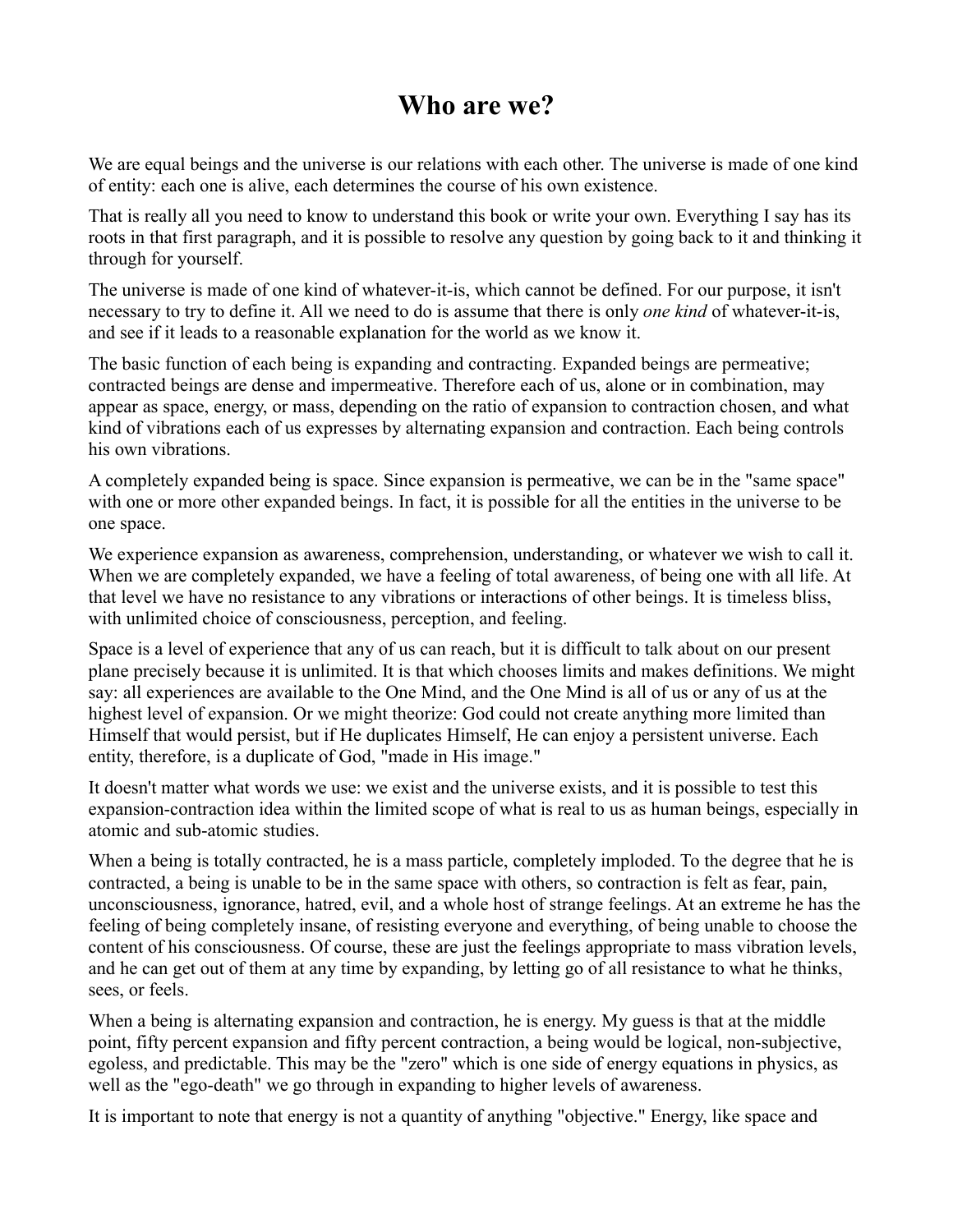# Who are we?

We are equal beings and the universe is our relations with each other. The universe is made of one kind of entity: each one is alive, each determines the course of his own existence.

That is really all you need to know to understand this book or write your own. Everything I say has its roots in that first paragraph, and it is possible to resolve any question by going back to it and thinking it through for yourself.

The universe is made of one kind of whatever-it-is, which cannot be defined. For our purpose, it isn't necessary to try to define it. All we need to do is assume that there is only *one kind* of whatever-it-is, and see if it leads to a reasonable explanation for the world as we know it.

The basic function of each being is expanding and contracting. Expanded beings are permeative; contracted beings are dense and impermeative. Therefore each of us, alone or in combination, may appear as space, energy, or mass, depending on the ratio of expansion to contraction chosen, and what kind of vibrations each of us expresses by alternating expansion and contraction. Each being controls his own vibrations.

A completely expanded being is space. Since expansion is permeative, we can be in the "same space" with one or more other expanded beings. In fact, it is possible for all the entities in the universe to be one space.

We experience expansion as awareness, comprehension, understanding, or whatever we wish to call it. When we are completely expanded, we have a feeling of total awareness, of being one with all life. At that level we have no resistance to any vibrations or interactions of other beings. It is timeless bliss, with unlimited choice of consciousness, perception, and feeling.

Space is a level of experience that any of us can reach, but it is difficult to talk about on our present plane precisely because it is unlimited. It is that which chooses limits and makes definitions. We might say: all experiences are available to the One Mind, and the One Mind is all of us or any of us at the highest level of expansion. Or we might theorize: God could not create anything more limited than Himself that would persist, but if He duplicates Himself, He can enjoy a persistent universe. Each entity, therefore, is a duplicate of God, "made in His image."

It doesn't matter what words we use: we exist and the universe exists, and it is possible to test this expansion-contraction idea within the limited scope of what is real to us as human beings, especially in atomic and sub-atomic studies.

When a being is totally contracted, he is a mass particle, completely imploded. To the degree that he is contracted, a being is unable to be in the same space with others, so contraction is felt as fear, pain, unconsciousness, ignorance, hatred, evil, and a whole host of strange feelings. At an extreme he has the feeling of being completely insane, of resisting everyone and everything, of being unable to choose the content of his consciousness. Of course, these are just the feelings appropriate to mass vibration levels, and he can get out of them at any time by expanding, by letting go of all resistance to what he thinks, sees, or feels.

When a being is alternating expansion and contraction, he is energy. My guess is that at the middle point, fifty percent expansion and fifty percent contraction, a being would be logical, non-subjective, egoless, and predictable. This may be the "zero" which is one side of energy equations in physics, as well as the "ego-death" we go through in expanding to higher levels of awareness.

It is important to note that energy is not a quantity of anything "objective." Energy, like space and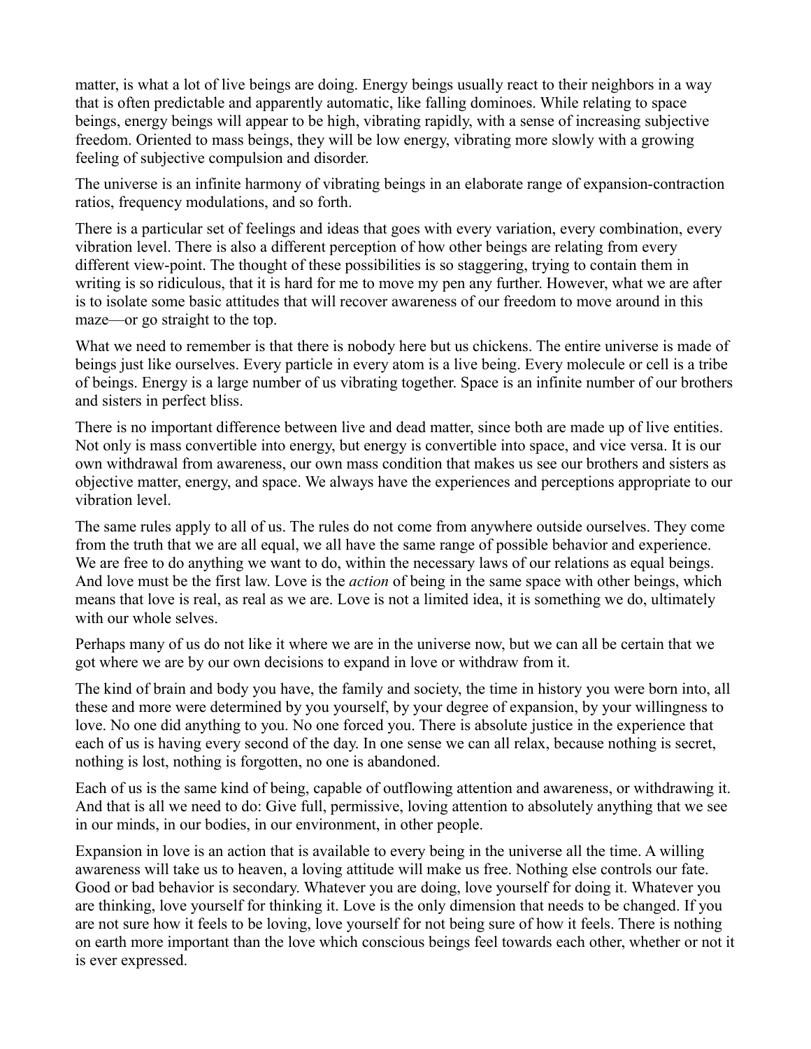matter, is what a lot of live beings are doing. Energy beings usually react to their neighbors in a way that is often predictable and apparently automatic, like falling dominoes. While relating to space beings, energy beings will appear to be high, vibrating rapidly, with a sense of increasing subjective freedom. Oriented to mass beings, they will be low energy, vibrating more slowly with a growing feeling of subjective compulsion and disorder.

The universe is an infinite harmony of vibrating beings in an elaborate range of expansion-contraction ratios, frequency modulations, and so forth.

There is a particular set of feelings and ideas that goes with every variation, every combination, every vibration level. There is also a different perception of how other beings are relating from every different view-point. The thought of these possibilities is so staggering, trying to contain them in writing is so ridiculous, that it is hard for me to move my pen any further. However, what we are after is to isolate some basic attitudes that will recover awareness of our freedom to move around in this maze—or go straight to the top.

What we need to remember is that there is nobody here but us chickens. The entire universe is made of beings just like ourselves. Every particle in every atom is a live being. Every molecule or cell is a tribe of beings. Energy is a large number of us vibrating together. Space is an infinite number of our brothers and sisters in perfect bliss.

There is no important difference between live and dead matter, since both are made up of live entities. Not only is mass convertible into energy, but energy is convertible into space, and vice versa. It is our own withdrawal from awareness, our own mass condition that makes us see our brothers and sisters as objective matter, energy, and space. We always have the experiences and perceptions appropriate to our vibration level.

The same rules apply to all of us. The rules do not come from anywhere outside ourselves. They come from the truth that we are all equal, we all have the same range of possible behavior and experience. We are free to do anything we want to do, within the necessary laws of our relations as equal beings. And love must be the first law. Love is the *action* of being in the same space with other beings, which means that love is real, as real as we are. Love is not a limited idea, it is something we do, ultimately with our whole selves.

Perhaps many of us do not like it where we are in the universe now, but we can all be certain that we got where we are by our own decisions to expand in love or withdraw from it.

The kind of brain and body you have, the family and society, the time in history you were born into, all these and more were determined by you yourself, by your degree of expansion, by your willingness to love. No one did anything to you. No one forced you. There is absolute justice in the experience that each of us is having every second of the day. In one sense we can all relax, because nothing is secret, nothing is lost, nothing is forgotten, no one is abandoned.

Each of us is the same kind of being, capable of outflowing attention and awareness, or withdrawing it. And that is all we need to do: Give full, permissive, loving attention to absolutely anything that we see in our minds, in our bodies, in our environment, in other people.

Expansion in love is an action that is available to every being in the universe all the time. A willing awareness will take us to heaven, a loving attitude will make us free. Nothing else controls our fate. Good or bad behavior is secondary. Whatever you are doing, love yourself for doing it. Whatever you are thinking, love yourself for thinking it. Love is the only dimension that needs to be changed. If you are not sure how it feels to be loving, love yourself for not being sure of how it feels. There is nothing on earth more important than the love which conscious beings feel towards each other, whether or not it is ever expressed.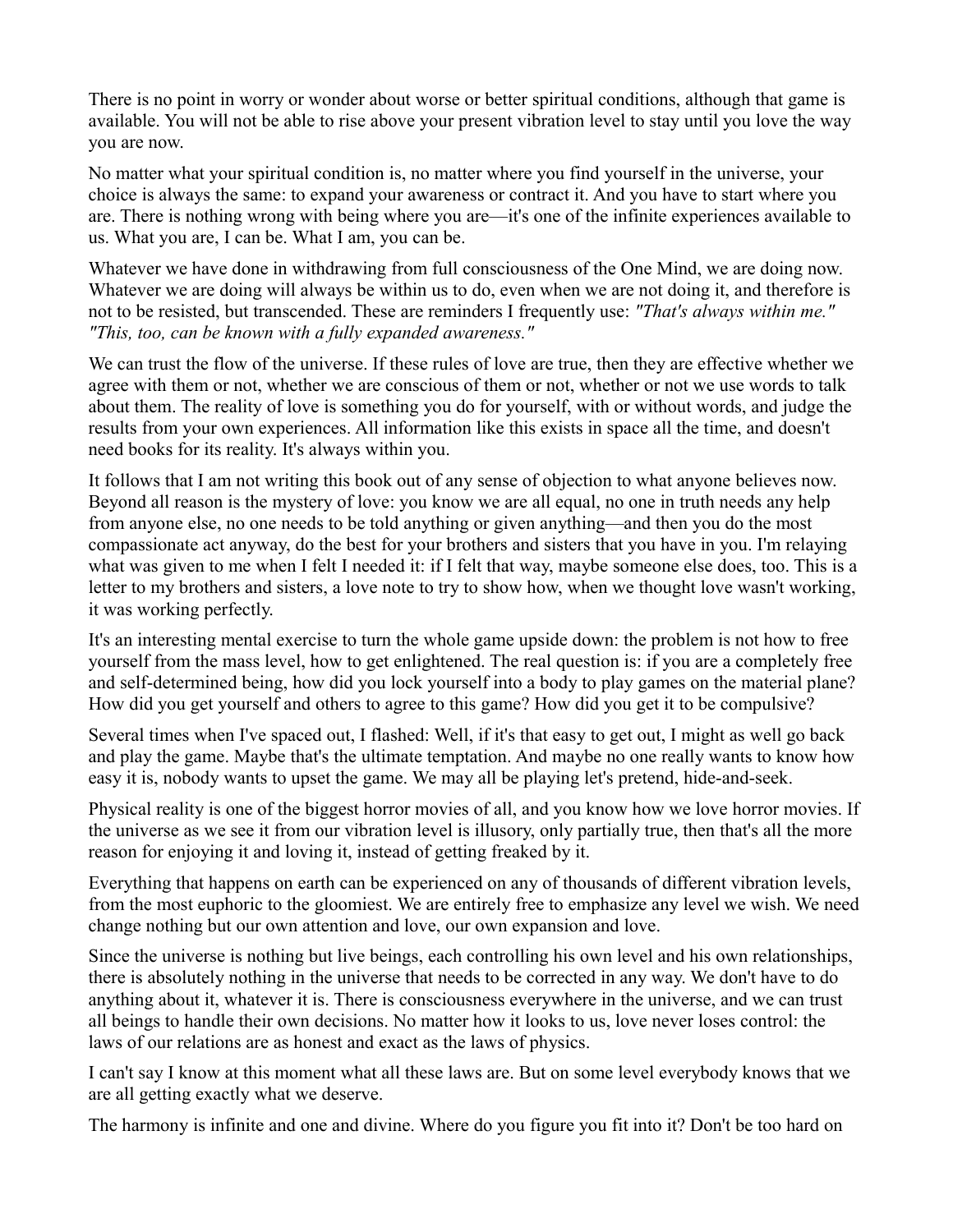There is no point in worry or wonder about worse or better spiritual conditions, although that game is available. You will not be able to rise above your present vibration level to stay until you love the way you are now.

No matter what your spiritual condition is, no matter where you find yourself in the universe, your choice is always the same: to expand your awareness or contract it. And you have to start where you are. There is nothing wrong with being where you are—it's one of the infinite experiences available to us. What you are, I can be. What I am, you can be.

Whatever we have done in withdrawing from full consciousness of the One Mind, we are doing now. Whatever we are doing will always be within us to do, even when we are not doing it, and therefore is not to be resisted, but transcended. These are reminders I frequently use: *"That's always within me." "This, too, can be known with a fully expanded awareness."*

We can trust the flow of the universe. If these rules of love are true, then they are effective whether we agree with them or not, whether we are conscious of them or not, whether or not we use words to talk about them. The reality of love is something you do for yourself, with or without words, and judge the results from your own experiences. All information like this exists in space all the time, and doesn't need books for its reality. It's always within you.

It follows that I am not writing this book out of any sense of objection to what anyone believes now. Beyond all reason is the mystery of love: you know we are all equal, no one in truth needs any help from anyone else, no one needs to be told anything or given anything—and then you do the most compassionate act anyway, do the best for your brothers and sisters that you have in you. I'm relaying what was given to me when I felt I needed it: if I felt that way, maybe someone else does, too. This is a letter to my brothers and sisters, a love note to try to show how, when we thought love wasn't working, it was working perfectly.

It's an interesting mental exercise to turn the whole game upside down: the problem is not how to free yourself from the mass level, how to get enlightened. The real question is: if you are a completely free and self-determined being, how did you lock yourself into a body to play games on the material plane? How did you get yourself and others to agree to this game? How did you get it to be compulsive?

Several times when I've spaced out, I flashed: Well, if it's that easy to get out, I might as well go back and play the game. Maybe that's the ultimate temptation. And maybe no one really wants to know how easy it is, nobody wants to upset the game. We may all be playing let's pretend, hide-and-seek.

Physical reality is one of the biggest horror movies of all, and you know how we love horror movies. If the universe as we see it from our vibration level is illusory, only partially true, then that's all the more reason for enjoying it and loving it, instead of getting freaked by it.

Everything that happens on earth can be experienced on any of thousands of different vibration levels, from the most euphoric to the gloomiest. We are entirely free to emphasize any level we wish. We need change nothing but our own attention and love, our own expansion and love.

Since the universe is nothing but live beings, each controlling his own level and his own relationships, there is absolutely nothing in the universe that needs to be corrected in any way. We don't have to do anything about it, whatever it is. There is consciousness everywhere in the universe, and we can trust all beings to handle their own decisions. No matter how it looks to us, love never loses control: the laws of our relations are as honest and exact as the laws of physics.

I can't say I know at this moment what all these laws are. But on some level everybody knows that we are all getting exactly what we deserve.

The harmony is infinite and one and divine. Where do you figure you fit into it? Don't be too hard on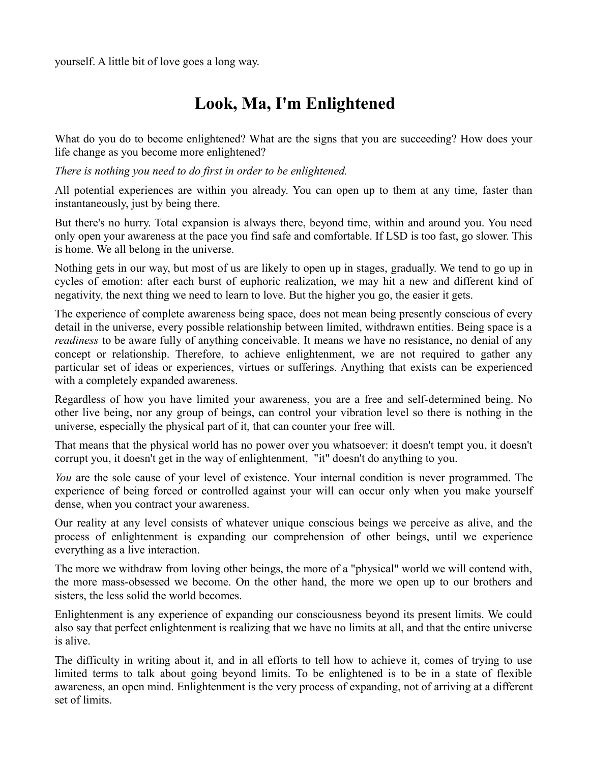yourself. A little bit of love goes a long way.

# Look, Ma, I'm Enlightened

What do you do to become enlightened? What are the signs that you are succeeding? How does your life change as you become more enlightened?

*There is nothing you need to do first in order to be enlightened.*

All potential experiences are within you already. You can open up to them at any time, faster than instantaneously, just by being there.

But there's no hurry. Total expansion is always there, beyond time, within and around you. You need only open your awareness at the pace you find safe and comfortable. If LSD is too fast, go slower. This is home. We all belong in the universe.

Nothing gets in our way, but most of us are likely to open up in stages, gradually. We tend to go up in cycles of emotion: after each burst of euphoric realization, we may hit a new and different kind of negativity, the next thing we need to learn to love. But the higher you go, the easier it gets.

The experience of complete awareness being space, does not mean being presently conscious of every detail in the universe, every possible relationship between limited, withdrawn entities. Being space is a *readiness* to be aware fully of anything conceivable. It means we have no resistance, no denial of any concept or relationship. Therefore, to achieve enlightenment, we are not required to gather any particular set of ideas or experiences, virtues or sufferings. Anything that exists can be experienced with a completely expanded awareness.

Regardless of how you have limited your awareness, you are a free and self-determined being. No other live being, nor any group of beings, can control your vibration level so there is nothing in the universe, especially the physical part of it, that can counter your free will.

That means that the physical world has no power over you whatsoever: it doesn't tempt you, it doesn't corrupt you, it doesn't get in the way of enlightenment, "it" doesn't do anything to you.

*You* are the sole cause of your level of existence. Your internal condition is never programmed. The experience of being forced or controlled against your will can occur only when you make yourself dense, when you contract your awareness.

Our reality at any level consists of whatever unique conscious beings we perceive as alive, and the process of enlightenment is expanding our comprehension of other beings, until we experience everything as a live interaction.

The more we withdraw from loving other beings, the more of a "physical" world we will contend with, the more mass-obsessed we become. On the other hand, the more we open up to our brothers and sisters, the less solid the world becomes.

Enlightenment is any experience of expanding our consciousness beyond its present limits. We could also say that perfect enlightenment is realizing that we have no limits at all, and that the entire universe is alive.

The difficulty in writing about it, and in all efforts to tell how to achieve it, comes of trying to use limited terms to talk about going beyond limits. To be enlightened is to be in a state of flexible awareness, an open mind. Enlightenment is the very process of expanding, not of arriving at a different set of limits.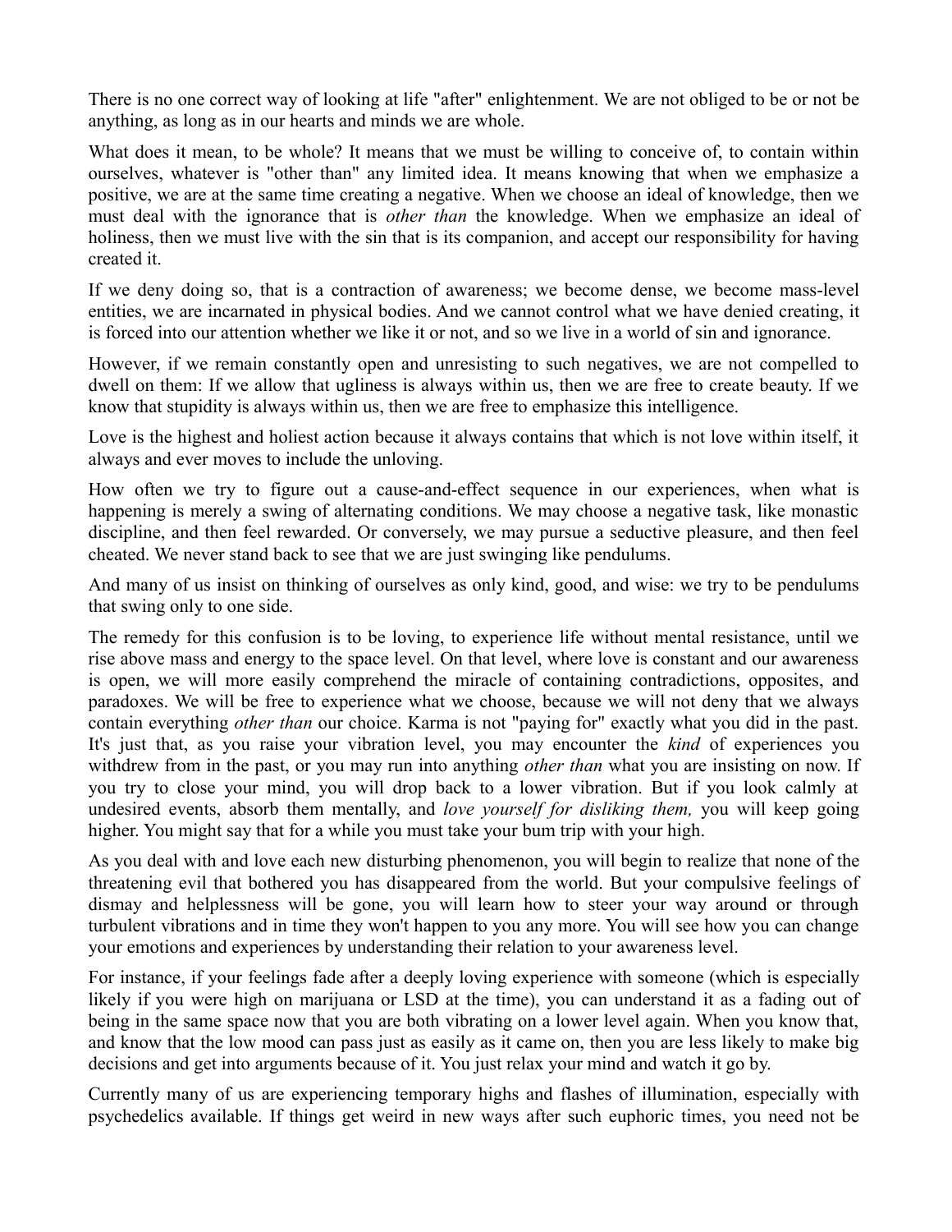There is no one correct way of looking at life "after" enlightenment. We are not obliged to be or not be anything, as long as in our hearts and minds we are whole.

What does it mean, to be whole? It means that we must be willing to conceive of, to contain within ourselves, whatever is "other than" any limited idea. It means knowing that when we emphasize a positive, we are at the same time creating a negative. When we choose an ideal of knowledge, then we must deal with the ignorance that is *other than* the knowledge. When we emphasize an ideal of holiness, then we must live with the sin that is its companion, and accept our responsibility for having created it.

If we deny doing so, that is a contraction of awareness; we become dense, we become mass-level entities, we are incarnated in physical bodies. And we cannot control what we have denied creating, it is forced into our attention whether we like it or not, and so we live in a world of sin and ignorance.

However, if we remain constantly open and unresisting to such negatives, we are not compelled to dwell on them: If we allow that ugliness is always within us, then we are free to create beauty. If we know that stupidity is always within us, then we are free to emphasize this intelligence.

Love is the highest and holiest action because it always contains that which is not love within itself, it always and ever moves to include the unloving.

How often we try to figure out a cause-and-effect sequence in our experiences, when what is happening is merely a swing of alternating conditions. We may choose a negative task, like monastic discipline, and then feel rewarded. Or conversely, we may pursue a seductive pleasure, and then feel cheated. We never stand back to see that we are just swinging like pendulums.

And many of us insist on thinking of ourselves as only kind, good, and wise: we try to be pendulums that swing only to one side.

The remedy for this confusion is to be loving, to experience life without mental resistance, until we rise above mass and energy to the space level. On that level, where love is constant and our awareness is open, we will more easily comprehend the miracle of containing contradictions, opposites, and paradoxes. We will be free to experience what we choose, because we will not deny that we always contain everything *other than* our choice. Karma is not "paying for" exactly what you did in the past. It's just that, as you raise your vibration level, you may encounter the *kind* of experiences you withdrew from in the past, or you may run into anything *other than* what you are insisting on now. If you try to close your mind, you will drop back to a lower vibration. But if you look calmly at undesired events, absorb them mentally, and *love yourself for disliking them,* you will keep going higher. You might say that for a while you must take your bum trip with your high.

As you deal with and love each new disturbing phenomenon, you will begin to realize that none of the threatening evil that bothered you has disappeared from the world. But your compulsive feelings of dismay and helplessness will be gone, you will learn how to steer your way around or through turbulent vibrations and in time they won't happen to you any more. You will see how you can change your emotions and experiences by understanding their relation to your awareness level.

For instance, if your feelings fade after a deeply loving experience with someone (which is especially likely if you were high on marijuana or LSD at the time), you can understand it as a fading out of being in the same space now that you are both vibrating on a lower level again. When you know that, and know that the low mood can pass just as easily as it came on, then you are less likely to make big decisions and get into arguments because of it. You just relax your mind and watch it go by.

Currently many of us are experiencing temporary highs and flashes of illumination, especially with psychedelics available. If things get weird in new ways after such euphoric times, you need not be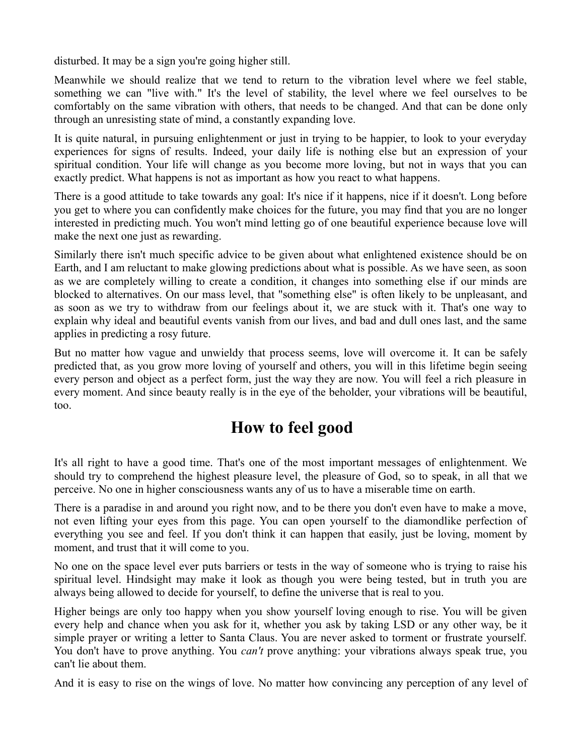disturbed. It may be a sign you're going higher still.

Meanwhile we should realize that we tend to return to the vibration level where we feel stable, something we can "live with." It's the level of stability, the level where we feel ourselves to be comfortably on the same vibration with others, that needs to be changed. And that can be done only through an unresisting state of mind, a constantly expanding love.

It is quite natural, in pursuing enlightenment or just in trying to be happier, to look to your everyday experiences for signs of results. Indeed, your daily life is nothing else but an expression of your spiritual condition. Your life will change as you become more loving, but not in ways that you can exactly predict. What happens is not as important as how you react to what happens.

There is a good attitude to take towards any goal: It's nice if it happens, nice if it doesn't. Long before you get to where you can confidently make choices for the future, you may find that you are no longer interested in predicting much. You won't mind letting go of one beautiful experience because love will make the next one just as rewarding.

Similarly there isn't much specific advice to be given about what enlightened existence should be on Earth, and I am reluctant to make glowing predictions about what is possible. As we have seen, as soon as we are completely willing to create a condition, it changes into something else if our minds are blocked to alternatives. On our mass level, that "something else" is often likely to be unpleasant, and as soon as we try to withdraw from our feelings about it, we are stuck with it. That's one way to explain why ideal and beautiful events vanish from our lives, and bad and dull ones last, and the same applies in predicting a rosy future.

But no matter how vague and unwieldy that process seems, love will overcome it. It can be safely predicted that, as you grow more loving of yourself and others, you will in this lifetime begin seeing every person and object as a perfect form, just the way they are now. You will feel a rich pleasure in every moment. And since beauty really is in the eye of the beholder, your vibrations will be beautiful, too.

## How to feel good

It's all right to have a good time. That's one of the most important messages of enlightenment. We should try to comprehend the highest pleasure level, the pleasure of God, so to speak, in all that we perceive. No one in higher consciousness wants any of us to have a miserable time on earth.

There is a paradise in and around you right now, and to be there you don't even have to make a move, not even lifting your eyes from this page. You can open yourself to the diamondlike perfection of everything you see and feel. If you don't think it can happen that easily, just be loving, moment by moment, and trust that it will come to you.

No one on the space level ever puts barriers or tests in the way of someone who is trying to raise his spiritual level. Hindsight may make it look as though you were being tested, but in truth you are always being allowed to decide for yourself, to define the universe that is real to you.

Higher beings are only too happy when you show yourself loving enough to rise. You will be given every help and chance when you ask for it, whether you ask by taking LSD or any other way, be it simple prayer or writing a letter to Santa Claus. You are never asked to torment or frustrate yourself. You don't have to prove anything. You *can't* prove anything: your vibrations always speak true, you can't lie about them.

And it is easy to rise on the wings of love. No matter how convincing any perception of any level of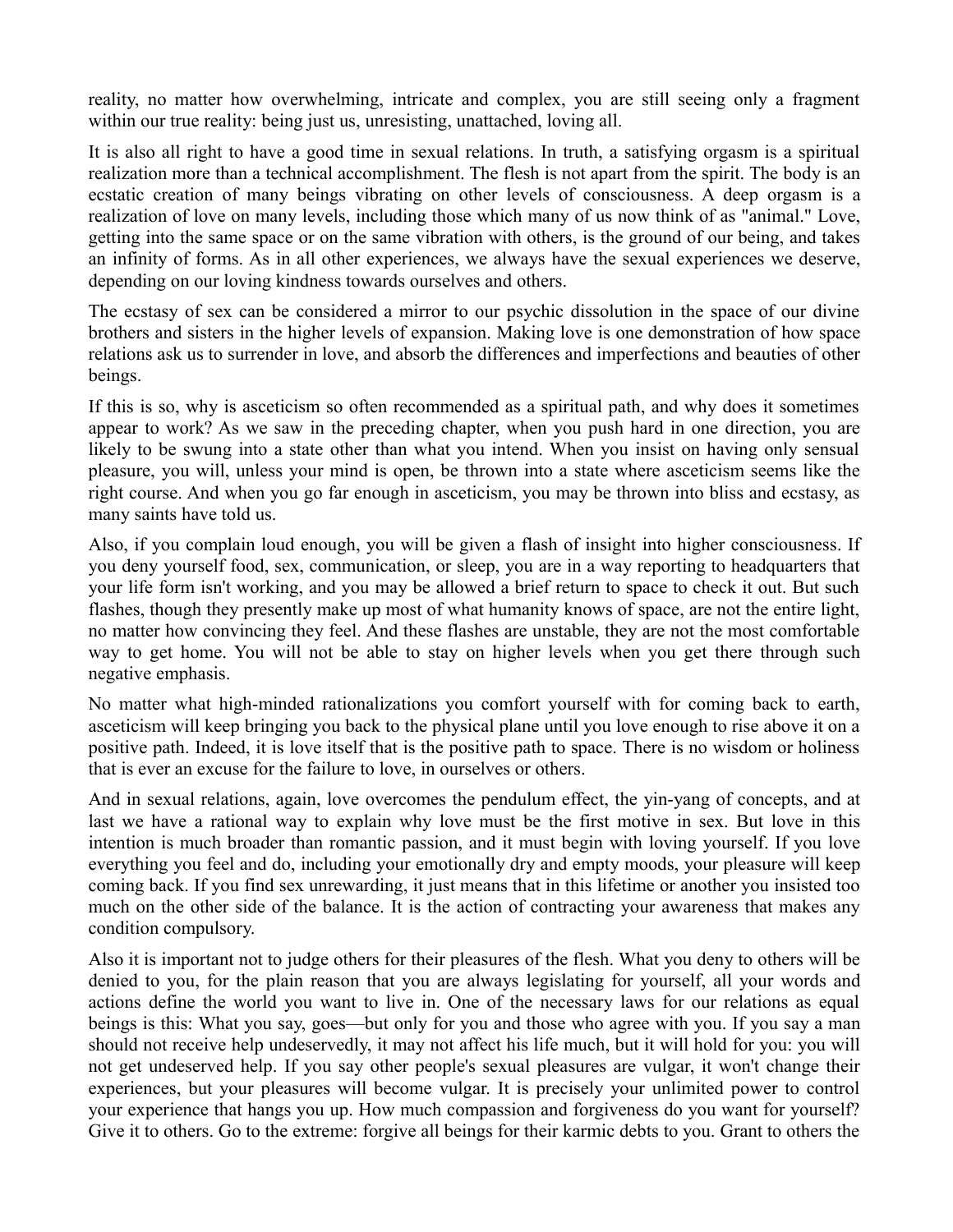reality, no matter how overwhelming, intricate and complex, you are still seeing only a fragment within our true reality: being just us, unresisting, unattached, loving all.

It is also all right to have a good time in sexual relations. In truth, a satisfying orgasm is a spiritual realization more than a technical accomplishment. The flesh is not apart from the spirit. The body is an ecstatic creation of many beings vibrating on other levels of consciousness. A deep orgasm is a realization of love on many levels, including those which many of us now think of as "animal." Love, getting into the same space or on the same vibration with others, is the ground of our being, and takes an infinity of forms. As in all other experiences, we always have the sexual experiences we deserve, depending on our loving kindness towards ourselves and others.

The ecstasy of sex can be considered a mirror to our psychic dissolution in the space of our divine brothers and sisters in the higher levels of expansion. Making love is one demonstration of how space relations ask us to surrender in love, and absorb the differences and imperfections and beauties of other beings.

If this is so, why is asceticism so often recommended as a spiritual path, and why does it sometimes appear to work? As we saw in the preceding chapter, when you push hard in one direction, you are likely to be swung into a state other than what you intend. When you insist on having only sensual pleasure, you will, unless your mind is open, be thrown into a state where asceticism seems like the right course. And when you go far enough in asceticism, you may be thrown into bliss and ecstasy, as many saints have told us.

Also, if you complain loud enough, you will be given a flash of insight into higher consciousness. If you deny yourself food, sex, communication, or sleep, you are in a way reporting to headquarters that your life form isn't working, and you may be allowed a brief return to space to check it out. But such flashes, though they presently make up most of what humanity knows of space, are not the entire light, no matter how convincing they feel. And these flashes are unstable, they are not the most comfortable way to get home. You will not be able to stay on higher levels when you get there through such negative emphasis.

No matter what high-minded rationalizations you comfort yourself with for coming back to earth, asceticism will keep bringing you back to the physical plane until you love enough to rise above it on a positive path. Indeed, it is love itself that is the positive path to space. There is no wisdom or holiness that is ever an excuse for the failure to love, in ourselves or others.

And in sexual relations, again, love overcomes the pendulum effect, the yin-yang of concepts, and at last we have a rational way to explain why love must be the first motive in sex. But love in this intention is much broader than romantic passion, and it must begin with loving yourself. If you love everything you feel and do, including your emotionally dry and empty moods, your pleasure will keep coming back. If you find sex unrewarding, it just means that in this lifetime or another you insisted too much on the other side of the balance. It is the action of contracting your awareness that makes any condition compulsory.

Also it is important not to judge others for their pleasures of the flesh. What you deny to others will be denied to you, for the plain reason that you are always legislating for yourself, all your words and actions define the world you want to live in. One of the necessary laws for our relations as equal beings is this: What you say, goes—but only for you and those who agree with you. If you say a man should not receive help undeservedly, it may not affect his life much, but it will hold for you: you will not get undeserved help. If you say other people's sexual pleasures are vulgar, it won't change their experiences, but your pleasures will become vulgar. It is precisely your unlimited power to control your experience that hangs you up. How much compassion and forgiveness do you want for yourself? Give it to others. Go to the extreme: forgive all beings for their karmic debts to you. Grant to others the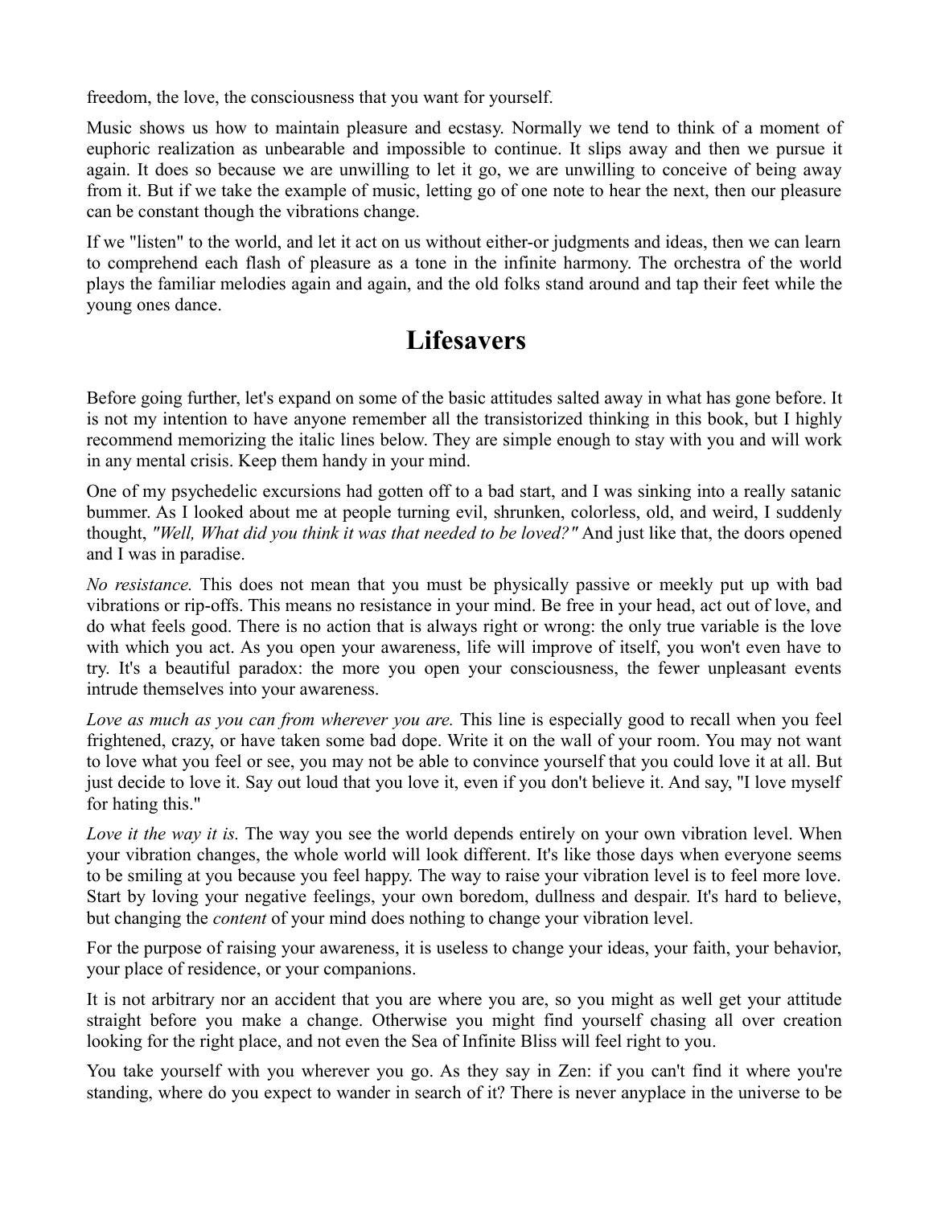freedom, the love, the consciousness that you want for yourself.

Music shows us how to maintain pleasure and ecstasy. Normally we tend to think of a moment of euphoric realization as unbearable and impossible to continue. It slips away and then we pursue it again. It does so because we are unwilling to let it go, we are unwilling to conceive of being away from it. But if we take the example of music, letting go of one note to hear the next, then our pleasure can be constant though the vibrations change.

If we "listen" to the world, and let it act on us without either-or judgments and ideas, then we can learn to comprehend each flash of pleasure as a tone in the infinite harmony. The orchestra of the world plays the familiar melodies again and again, and the old folks stand around and tap their feet while the young ones dance.

## Lifesavers

Before going further, let's expand on some of the basic attitudes salted away in what has gone before. It is not my intention to have anyone remember all the transistorized thinking in this book, but I highly recommend memorizing the italic lines below. They are simple enough to stay with you and will work in any mental crisis. Keep them handy in your mind.

One of my psychedelic excursions had gotten off to a bad start, and I was sinking into a really satanic bummer. As I looked about me at people turning evil, shrunken, colorless, old, and weird, I suddenly thought, *"Well, What did you think it was that needed to be loved?"* And just like that, the doors opened and I was in paradise.

*No resistance.* This does not mean that you must be physically passive or meekly put up with bad vibrations or rip-offs. This means no resistance in your mind. Be free in your head, act out of love, and do what feels good. There is no action that is always right or wrong: the only true variable is the love with which you act. As you open your awareness, life will improve of itself, you won't even have to try. It's a beautiful paradox: the more you open your consciousness, the fewer unpleasant events intrude themselves into your awareness.

*Love as much as you can from wherever you are.* This line is especially good to recall when you feel frightened, crazy, or have taken some bad dope. Write it on the wall of your room. You may not want to love what you feel or see, you may not be able to convince yourself that you could love it at all. But just decide to love it. Say out loud that you love it, even if you don't believe it. And say, "I love myself for hating this."

*Love it the way it is.* The way you see the world depends entirely on your own vibration level. When your vibration changes, the whole world will look different. It's like those days when everyone seems to be smiling at you because you feel happy. The way to raise your vibration level is to feel more love. Start by loving your negative feelings, your own boredom, dullness and despair. It's hard to believe, but changing the *content* of your mind does nothing to change your vibration level.

For the purpose of raising your awareness, it is useless to change your ideas, your faith, your behavior, your place of residence, or your companions.

It is not arbitrary nor an accident that you are where you are, so you might as well get your attitude straight before you make a change. Otherwise you might find yourself chasing all over creation looking for the right place, and not even the Sea of Infinite Bliss will feel right to you.

You take yourself with you wherever you go. As they say in Zen: if you can't find it where you're standing, where do you expect to wander in search of it? There is never anyplace in the universe to be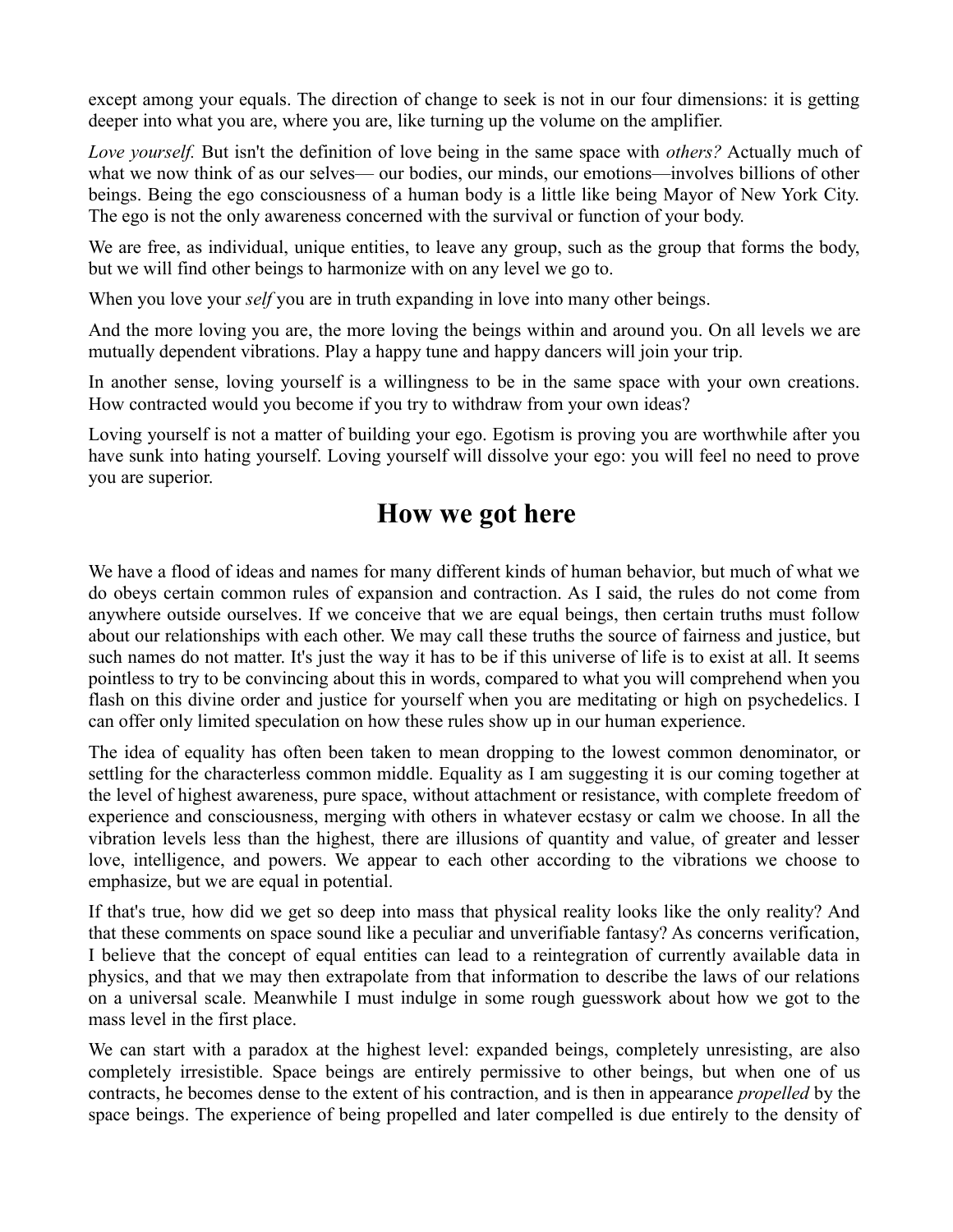except among your equals. The direction of change to seek is not in our four dimensions: it is getting deeper into what you are, where you are, like turning up the volume on the amplifier.

*Love yourself.* But isn't the definition of love being in the same space with *others?* Actually much of what we now think of as our selves— our bodies, our minds, our emotions—involves billions of other beings. Being the ego consciousness of a human body is a little like being Mayor of New York City. The ego is not the only awareness concerned with the survival or function of your body.

We are free, as individual, unique entities, to leave any group, such as the group that forms the body, but we will find other beings to harmonize with on any level we go to.

When you love your *self* you are in truth expanding in love into many other beings.

And the more loving you are, the more loving the beings within and around you. On all levels we are mutually dependent vibrations. Play a happy tune and happy dancers will join your trip.

In another sense, loving yourself is a willingness to be in the same space with your own creations. How contracted would you become if you try to withdraw from your own ideas?

Loving yourself is not a matter of building your ego. Egotism is proving you are worthwhile after you have sunk into hating yourself. Loving yourself will dissolve your ego: you will feel no need to prove you are superior.

## How we got here

We have a flood of ideas and names for many different kinds of human behavior, but much of what we do obeys certain common rules of expansion and contraction. As I said, the rules do not come from anywhere outside ourselves. If we conceive that we are equal beings, then certain truths must follow about our relationships with each other. We may call these truths the source of fairness and justice, but such names do not matter. It's just the way it has to be if this universe of life is to exist at all. It seems pointless to try to be convincing about this in words, compared to what you will comprehend when you flash on this divine order and justice for yourself when you are meditating or high on psychedelics. I can offer only limited speculation on how these rules show up in our human experience.

The idea of equality has often been taken to mean dropping to the lowest common denominator, or settling for the characterless common middle. Equality as I am suggesting it is our coming together at the level of highest awareness, pure space, without attachment or resistance, with complete freedom of experience and consciousness, merging with others in whatever ecstasy or calm we choose. In all the vibration levels less than the highest, there are illusions of quantity and value, of greater and lesser love, intelligence, and powers. We appear to each other according to the vibrations we choose to emphasize, but we are equal in potential.

If that's true, how did we get so deep into mass that physical reality looks like the only reality? And that these comments on space sound like a peculiar and unverifiable fantasy? As concerns verification, I believe that the concept of equal entities can lead to a reintegration of currently available data in physics, and that we may then extrapolate from that information to describe the laws of our relations on a universal scale. Meanwhile I must indulge in some rough guesswork about how we got to the mass level in the first place.

We can start with a paradox at the highest level: expanded beings, completely unresisting, are also completely irresistible. Space beings are entirely permissive to other beings, but when one of us contracts, he becomes dense to the extent of his contraction, and is then in appearance *propelled* by the space beings. The experience of being propelled and later compelled is due entirely to the density of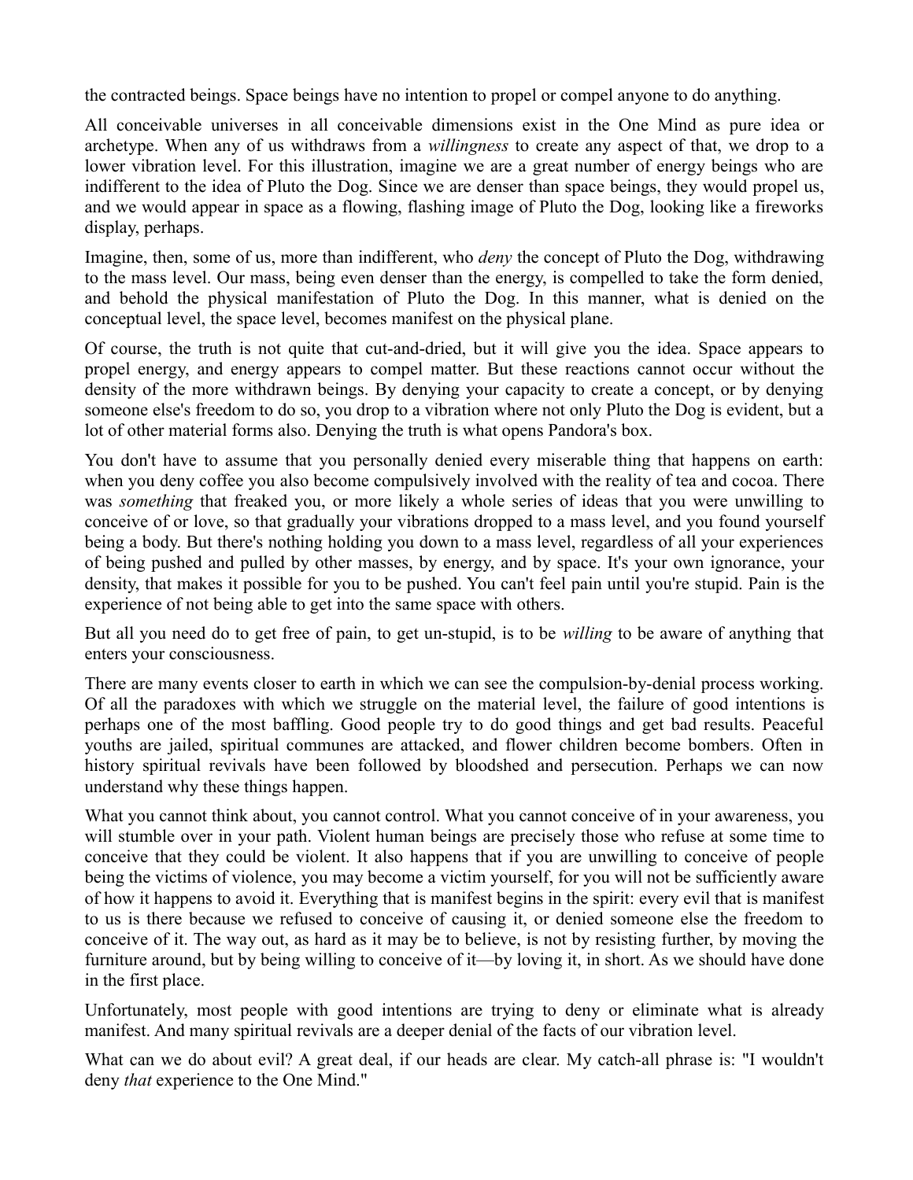the contracted beings. Space beings have no intention to propel or compel anyone to do anything.

All conceivable universes in all conceivable dimensions exist in the One Mind as pure idea or archetype. When any of us withdraws from a *willingness* to create any aspect of that, we drop to a lower vibration level. For this illustration, imagine we are a great number of energy beings who are indifferent to the idea of Pluto the Dog. Since we are denser than space beings, they would propel us, and we would appear in space as a flowing, flashing image of Pluto the Dog, looking like a fireworks display, perhaps.

Imagine, then, some of us, more than indifferent, who *deny* the concept of Pluto the Dog, withdrawing to the mass level. Our mass, being even denser than the energy, is compelled to take the form denied, and behold the physical manifestation of Pluto the Dog. In this manner, what is denied on the conceptual level, the space level, becomes manifest on the physical plane.

Of course, the truth is not quite that cut-and-dried, but it will give you the idea. Space appears to propel energy, and energy appears to compel matter. But these reactions cannot occur without the density of the more withdrawn beings. By denying your capacity to create a concept, or by denying someone else's freedom to do so, you drop to a vibration where not only Pluto the Dog is evident, but a lot of other material forms also. Denying the truth is what opens Pandora's box.

You don't have to assume that you personally denied every miserable thing that happens on earth: when you deny coffee you also become compulsively involved with the reality of tea and cocoa. There was *something* that freaked you, or more likely a whole series of ideas that you were unwilling to conceive of or love, so that gradually your vibrations dropped to a mass level, and you found yourself being a body. But there's nothing holding you down to a mass level, regardless of all your experiences of being pushed and pulled by other masses, by energy, and by space. It's your own ignorance, your density, that makes it possible for you to be pushed. You can't feel pain until you're stupid. Pain is the experience of not being able to get into the same space with others.

But all you need do to get free of pain, to get un-stupid, is to be *willing* to be aware of anything that enters your consciousness.

There are many events closer to earth in which we can see the compulsion-by-denial process working. Of all the paradoxes with which we struggle on the material level, the failure of good intentions is perhaps one of the most baffling. Good people try to do good things and get bad results. Peaceful youths are jailed, spiritual communes are attacked, and flower children become bombers. Often in history spiritual revivals have been followed by bloodshed and persecution. Perhaps we can now understand why these things happen.

What you cannot think about, you cannot control. What you cannot conceive of in your awareness, you will stumble over in your path. Violent human beings are precisely those who refuse at some time to conceive that they could be violent. It also happens that if you are unwilling to conceive of people being the victims of violence, you may become a victim yourself, for you will not be sufficiently aware of how it happens to avoid it. Everything that is manifest begins in the spirit: every evil that is manifest to us is there because we refused to conceive of causing it, or denied someone else the freedom to conceive of it. The way out, as hard as it may be to believe, is not by resisting further, by moving the furniture around, but by being willing to conceive of it—by loving it, in short. As we should have done in the first place.

Unfortunately, most people with good intentions are trying to deny or eliminate what is already manifest. And many spiritual revivals are a deeper denial of the facts of our vibration level.

What can we do about evil? A great deal, if our heads are clear. My catch-all phrase is: "I wouldn't deny *that* experience to the One Mind."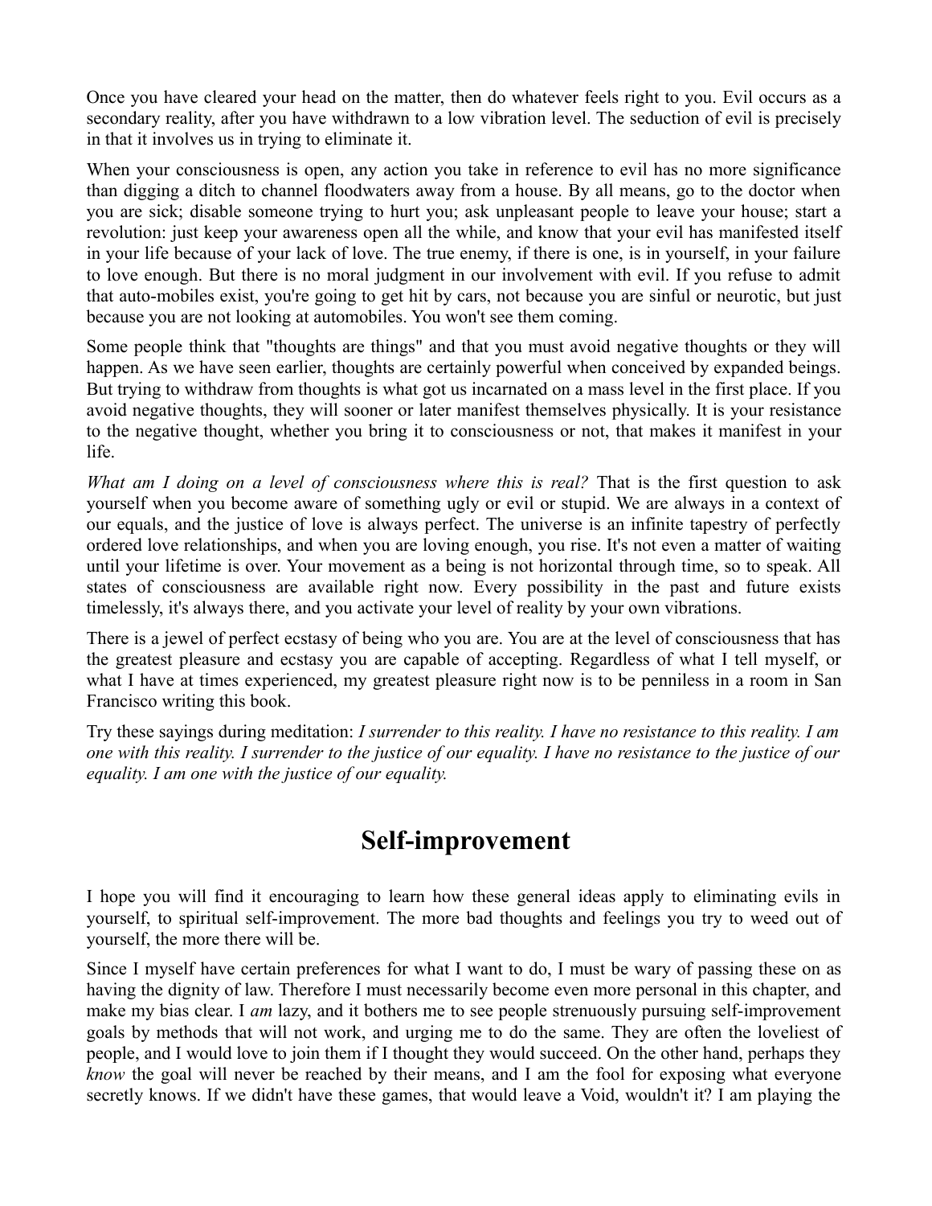Once you have cleared your head on the matter, then do whatever feels right to you. Evil occurs as a secondary reality, after you have withdrawn to a low vibration level. The seduction of evil is precisely in that it involves us in trying to eliminate it.

When your consciousness is open, any action you take in reference to evil has no more significance than digging a ditch to channel floodwaters away from a house. By all means, go to the doctor when you are sick; disable someone trying to hurt you; ask unpleasant people to leave your house; start a revolution: just keep your awareness open all the while, and know that your evil has manifested itself in your life because of your lack of love. The true enemy, if there is one, is in yourself, in your failure to love enough. But there is no moral judgment in our involvement with evil. If you refuse to admit that auto-mobiles exist, you're going to get hit by cars, not because you are sinful or neurotic, but just because you are not looking at automobiles. You won't see them coming.

Some people think that "thoughts are things" and that you must avoid negative thoughts or they will happen. As we have seen earlier, thoughts are certainly powerful when conceived by expanded beings. But trying to withdraw from thoughts is what got us incarnated on a mass level in the first place. If you avoid negative thoughts, they will sooner or later manifest themselves physically. It is your resistance to the negative thought, whether you bring it to consciousness or not, that makes it manifest in your life.

*What am I doing on a level of consciousness where this is real?* That is the first question to ask yourself when you become aware of something ugly or evil or stupid. We are always in a context of our equals, and the justice of love is always perfect. The universe is an infinite tapestry of perfectly ordered love relationships, and when you are loving enough, you rise. It's not even a matter of waiting until your lifetime is over. Your movement as a being is not horizontal through time, so to speak. All states of consciousness are available right now. Every possibility in the past and future exists timelessly, it's always there, and you activate your level of reality by your own vibrations.

There is a jewel of perfect ecstasy of being who you are. You are at the level of consciousness that has the greatest pleasure and ecstasy you are capable of accepting. Regardless of what I tell myself, or what I have at times experienced, my greatest pleasure right now is to be penniless in a room in San Francisco writing this book.

Try these sayings during meditation: *I surrender to this reality. I have no resistance to this reality. I am one with this reality. I surrender to the justice of our equality. I have no resistance to the justice of our equality. I am one with the justice of our equality.*

## Self-improvement

I hope you will find it encouraging to learn how these general ideas apply to eliminating evils in yourself, to spiritual self-improvement. The more bad thoughts and feelings you try to weed out of yourself, the more there will be.

Since I myself have certain preferences for what I want to do, I must be wary of passing these on as having the dignity of law. Therefore I must necessarily become even more personal in this chapter, and make my bias clear. I *am* lazy, and it bothers me to see people strenuously pursuing self-improvement goals by methods that will not work, and urging me to do the same. They are often the loveliest of people, and I would love to join them if I thought they would succeed. On the other hand, perhaps they *know* the goal will never be reached by their means, and I am the fool for exposing what everyone secretly knows. If we didn't have these games, that would leave a Void, wouldn't it? I am playing the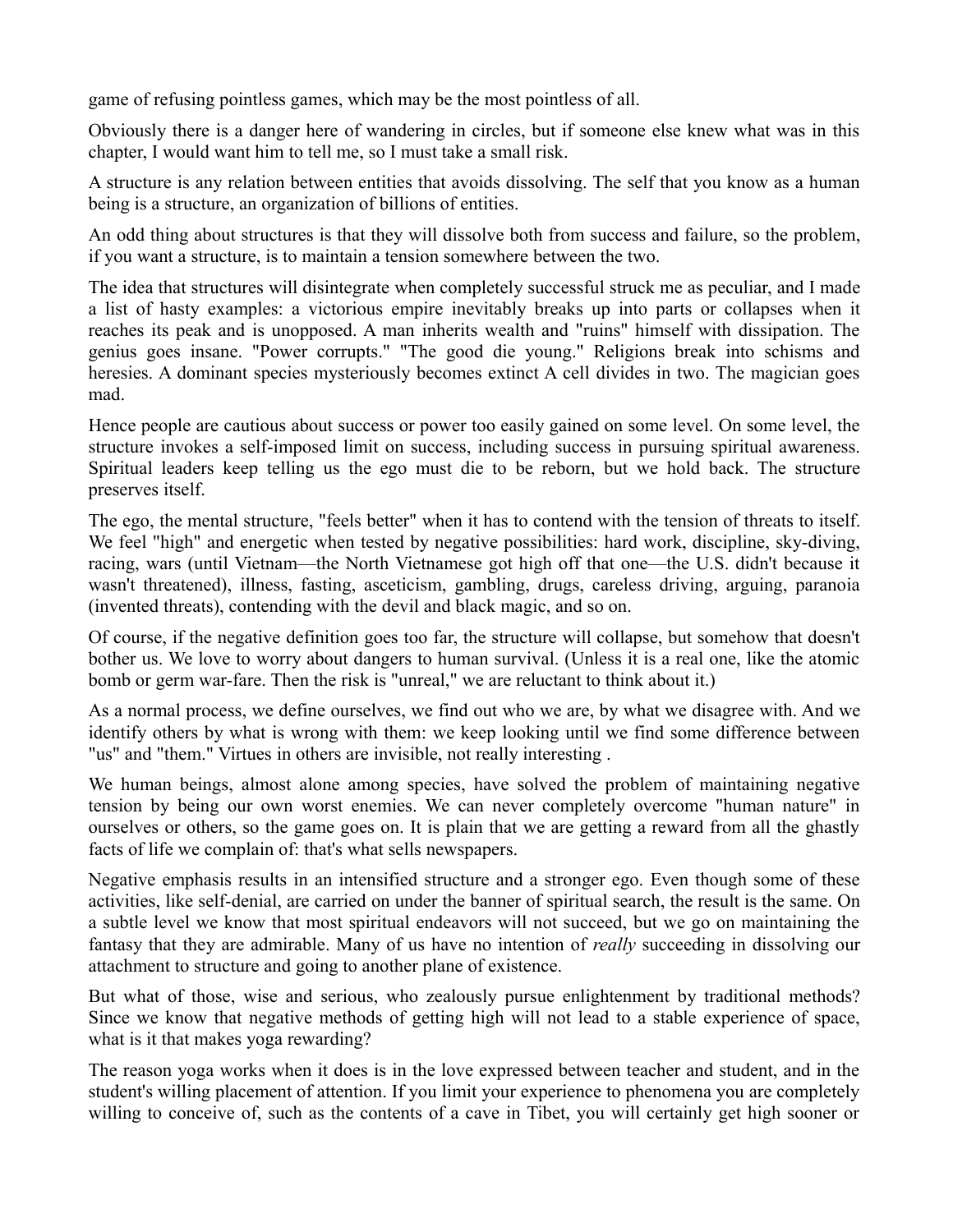game of refusing pointless games, which may be the most pointless of all.

Obviously there is a danger here of wandering in circles, but if someone else knew what was in this chapter, I would want him to tell me, so I must take a small risk.

A structure is any relation between entities that avoids dissolving. The self that you know as a human being is a structure, an organization of billions of entities.

An odd thing about structures is that they will dissolve both from success and failure, so the problem, if you want a structure, is to maintain a tension somewhere between the two.

The idea that structures will disintegrate when completely successful struck me as peculiar, and I made a list of hasty examples: a victorious empire inevitably breaks up into parts or collapses when it reaches its peak and is unopposed. A man inherits wealth and "ruins" himself with dissipation. The genius goes insane. "Power corrupts." "The good die young." Religions break into schisms and heresies. A dominant species mysteriously becomes extinct A cell divides in two. The magician goes mad.

Hence people are cautious about success or power too easily gained on some level. On some level, the structure invokes a self-imposed limit on success, including success in pursuing spiritual awareness. Spiritual leaders keep telling us the ego must die to be reborn, but we hold back. The structure preserves itself.

The ego, the mental structure, "feels better" when it has to contend with the tension of threats to itself. We feel "high" and energetic when tested by negative possibilities: hard work, discipline, sky-diving, racing, wars (until Vietnam—the North Vietnamese got high off that one—the U.S. didn't because it wasn't threatened), illness, fasting, asceticism, gambling, drugs, careless driving, arguing, paranoia (invented threats), contending with the devil and black magic, and so on.

Of course, if the negative definition goes too far, the structure will collapse, but somehow that doesn't bother us. We love to worry about dangers to human survival. (Unless it is a real one, like the atomic bomb or germ war-fare. Then the risk is "unreal," we are reluctant to think about it.)

As a normal process, we define ourselves, we find out who we are, by what we disagree with. And we identify others by what is wrong with them: we keep looking until we find some difference between "us" and "them." Virtues in others are invisible, not really interesting .

We human beings, almost alone among species, have solved the problem of maintaining negative tension by being our own worst enemies. We can never completely overcome "human nature" in ourselves or others, so the game goes on. It is plain that we are getting a reward from all the ghastly facts of life we complain of: that's what sells newspapers.

Negative emphasis results in an intensified structure and a stronger ego. Even though some of these activities, like self-denial, are carried on under the banner of spiritual search, the result is the same. On a subtle level we know that most spiritual endeavors will not succeed, but we go on maintaining the fantasy that they are admirable. Many of us have no intention of *really* succeeding in dissolving our attachment to structure and going to another plane of existence.

But what of those, wise and serious, who zealously pursue enlightenment by traditional methods? Since we know that negative methods of getting high will not lead to a stable experience of space, what is it that makes yoga rewarding?

The reason yoga works when it does is in the love expressed between teacher and student, and in the student's willing placement of attention. If you limit your experience to phenomena you are completely willing to conceive of, such as the contents of a cave in Tibet, you will certainly get high sooner or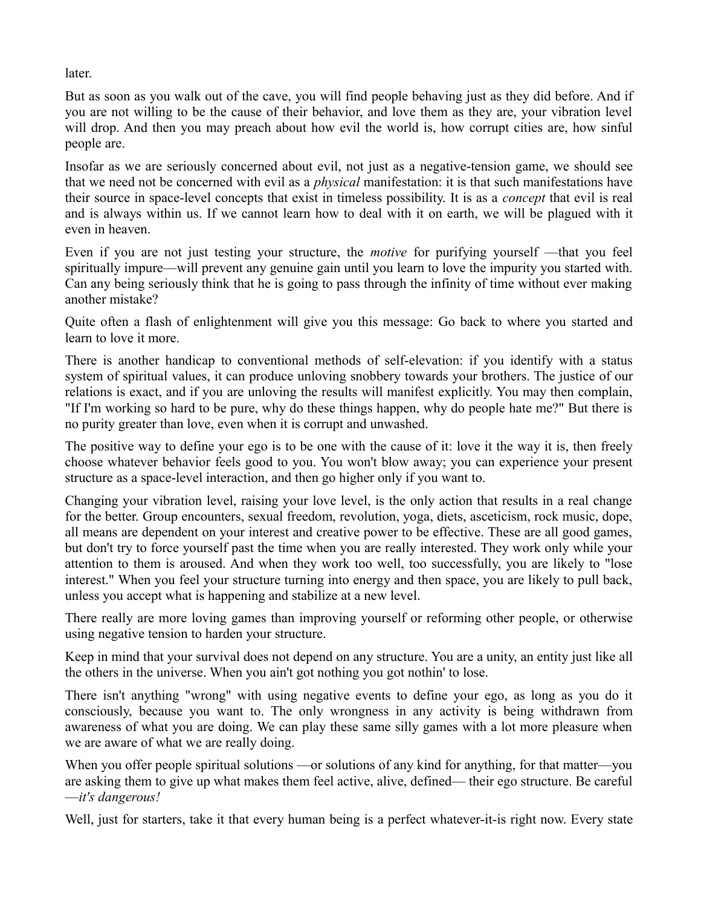later.

But as soon as you walk out of the cave, you will find people behaving just as they did before. And if you are not willing to be the cause of their behavior, and love them as they are, your vibration level will drop. And then you may preach about how evil the world is, how corrupt cities are, how sinful people are.

Insofar as we are seriously concerned about evil, not just as a negative-tension game, we should see that we need not be concerned with evil as a *physical* manifestation: it is that such manifestations have their source in space-level concepts that exist in timeless possibility. It is as a *concept* that evil is real and is always within us. If we cannot learn how to deal with it on earth, we will be plagued with it even in heaven.

Even if you are not just testing your structure, the *motive* for purifying yourself —that you feel spiritually impure—will prevent any genuine gain until you learn to love the impurity you started with. Can any being seriously think that he is going to pass through the infinity of time without ever making another mistake?

Quite often a flash of enlightenment will give you this message: Go back to where you started and learn to love it more.

There is another handicap to conventional methods of self-elevation: if you identify with a status system of spiritual values, it can produce unloving snobbery towards your brothers. The justice of our relations is exact, and if you are unloving the results will manifest explicitly. You may then complain, "If I'm working so hard to be pure, why do these things happen, why do people hate me?" But there is no purity greater than love, even when it is corrupt and unwashed.

The positive way to define your ego is to be one with the cause of it: love it the way it is, then freely choose whatever behavior feels good to you. You won't blow away; you can experience your present structure as a space-level interaction, and then go higher only if you want to.

Changing your vibration level, raising your love level, is the only action that results in a real change for the better. Group encounters, sexual freedom, revolution, yoga, diets, asceticism, rock music, dope, all means are dependent on your interest and creative power to be effective. These are all good games, but don't try to force yourself past the time when you are really interested. They work only while your attention to them is aroused. And when they work too well, too successfully, you are likely to "lose interest." When you feel your structure turning into energy and then space, you are likely to pull back, unless you accept what is happening and stabilize at a new level.

There really are more loving games than improving yourself or reforming other people, or otherwise using negative tension to harden your structure.

Keep in mind that your survival does not depend on any structure. You are a unity, an entity just like all the others in the universe. When you ain't got nothing you got nothin' to lose.

There isn't anything "wrong" with using negative events to define your ego, as long as you do it consciously, because you want to. The only wrongness in any activity is being withdrawn from awareness of what you are doing. We can play these same silly games with a lot more pleasure when we are aware of what we are really doing.

When you offer people spiritual solutions —or solutions of any kind for anything, for that matter—you are asking them to give up what makes them feel active, alive, defined— their ego structure. Be careful —*it's dangerous!*

Well, just for starters, take it that every human being is a perfect whatever-it-is right now. Every state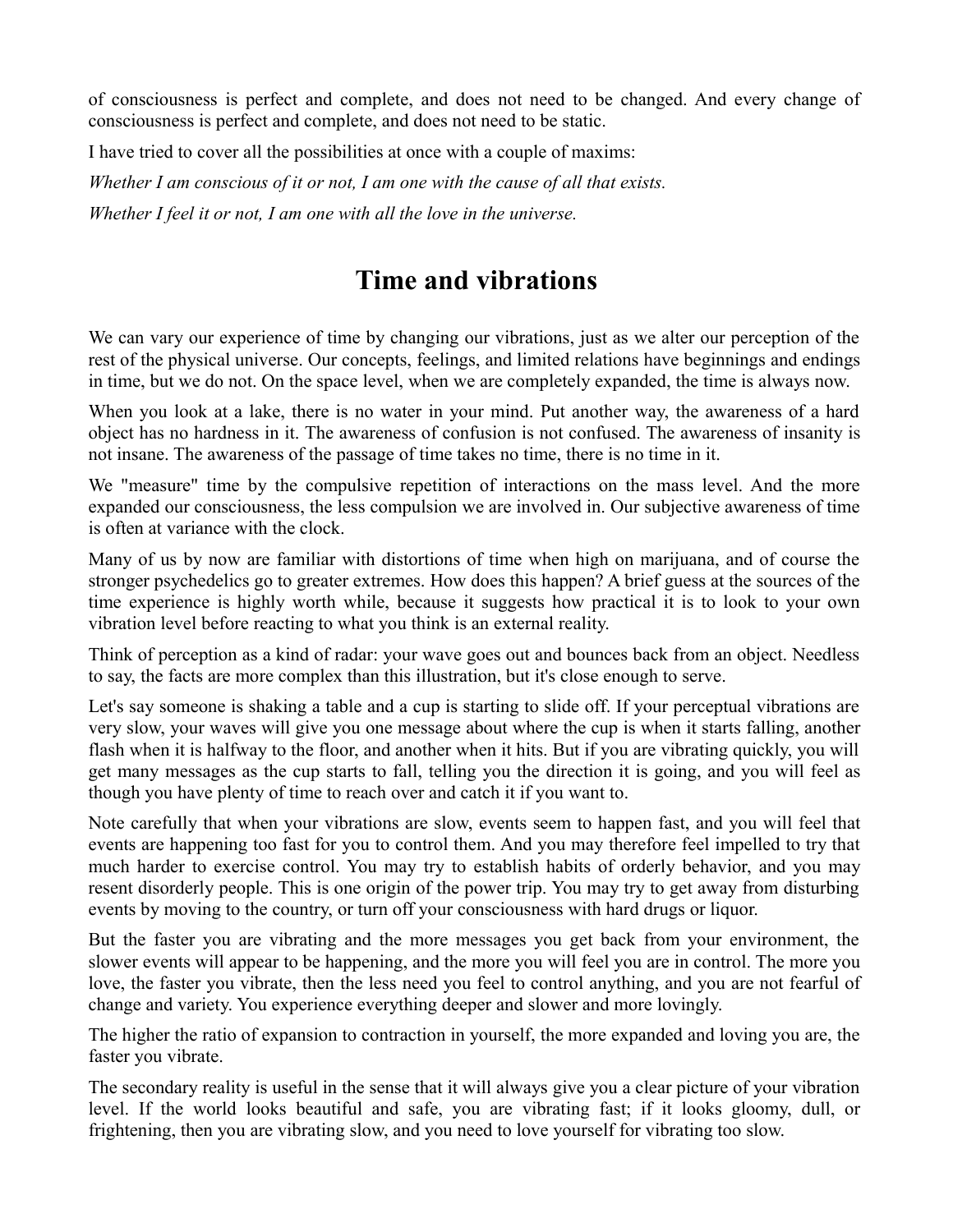of consciousness is perfect and complete, and does not need to be changed. And every change of consciousness is perfect and complete, and does not need to be static.

I have tried to cover all the possibilities at once with a couple of maxims:

*Whether I am conscious of it or not, I am one with the cause of all that exists.*

*Whether I feel it or not, I am one with all the love in the universe.*

## Time and vibrations

We can vary our experience of time by changing our vibrations, just as we alter our perception of the rest of the physical universe. Our concepts, feelings, and limited relations have beginnings and endings in time, but we do not. On the space level, when we are completely expanded, the time is always now.

When you look at a lake, there is no water in your mind. Put another way, the awareness of a hard object has no hardness in it. The awareness of confusion is not confused. The awareness of insanity is not insane. The awareness of the passage of time takes no time, there is no time in it.

We "measure" time by the compulsive repetition of interactions on the mass level. And the more expanded our consciousness, the less compulsion we are involved in. Our subjective awareness of time is often at variance with the clock.

Many of us by now are familiar with distortions of time when high on marijuana, and of course the stronger psychedelics go to greater extremes. How does this happen? A brief guess at the sources of the time experience is highly worth while, because it suggests how practical it is to look to your own vibration level before reacting to what you think is an external reality.

Think of perception as a kind of radar: your wave goes out and bounces back from an object. Needless to say, the facts are more complex than this illustration, but it's close enough to serve.

Let's say someone is shaking a table and a cup is starting to slide off. If your perceptual vibrations are very slow, your waves will give you one message about where the cup is when it starts falling, another flash when it is halfway to the floor, and another when it hits. But if you are vibrating quickly, you will get many messages as the cup starts to fall, telling you the direction it is going, and you will feel as though you have plenty of time to reach over and catch it if you want to.

Note carefully that when your vibrations are slow, events seem to happen fast, and you will feel that events are happening too fast for you to control them. And you may therefore feel impelled to try that much harder to exercise control. You may try to establish habits of orderly behavior, and you may resent disorderly people. This is one origin of the power trip. You may try to get away from disturbing events by moving to the country, or turn off your consciousness with hard drugs or liquor.

But the faster you are vibrating and the more messages you get back from your environment, the slower events will appear to be happening, and the more you will feel you are in control. The more you love, the faster you vibrate, then the less need you feel to control anything, and you are not fearful of change and variety. You experience everything deeper and slower and more lovingly.

The higher the ratio of expansion to contraction in yourself, the more expanded and loving you are, the faster you vibrate.

The secondary reality is useful in the sense that it will always give you a clear picture of your vibration level. If the world looks beautiful and safe, you are vibrating fast; if it looks gloomy, dull, or frightening, then you are vibrating slow, and you need to love yourself for vibrating too slow.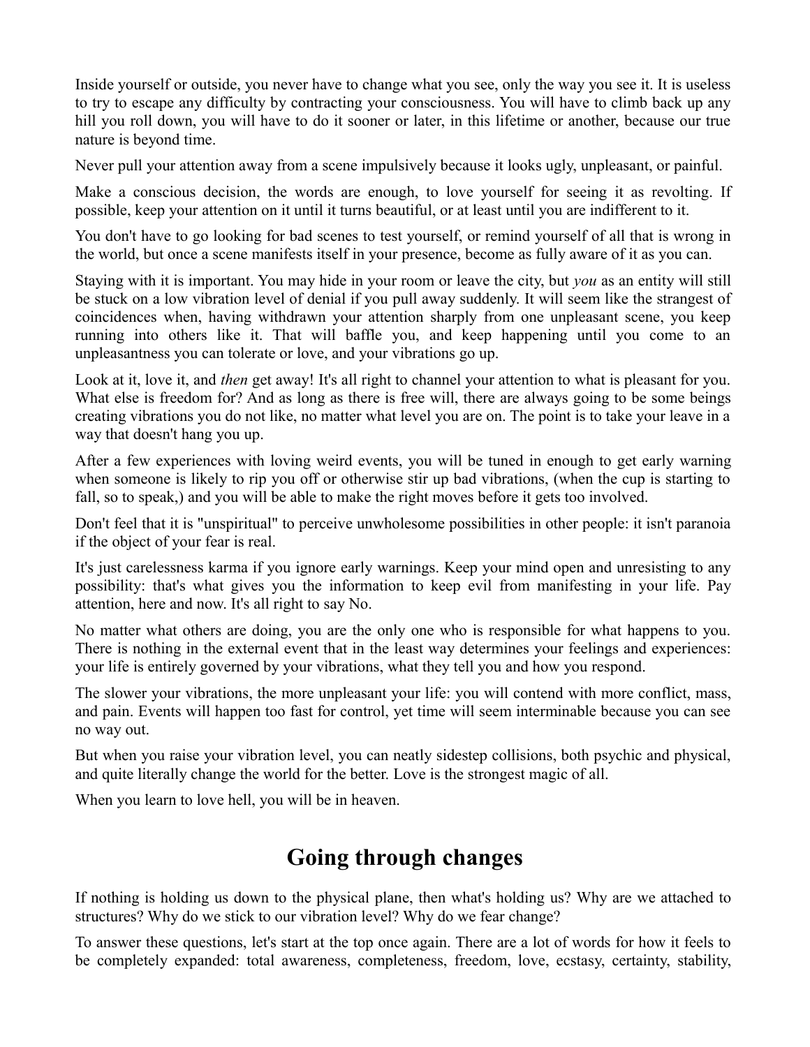Inside yourself or outside, you never have to change what you see, only the way you see it. It is useless to try to escape any difficulty by contracting your consciousness. You will have to climb back up any hill you roll down, you will have to do it sooner or later, in this lifetime or another, because our true nature is beyond time.

Never pull your attention away from a scene impulsively because it looks ugly, unpleasant, or painful.

Make a conscious decision, the words are enough, to love yourself for seeing it as revolting. If possible, keep your attention on it until it turns beautiful, or at least until you are indifferent to it.

You don't have to go looking for bad scenes to test yourself, or remind yourself of all that is wrong in the world, but once a scene manifests itself in your presence, become as fully aware of it as you can.

Staying with it is important. You may hide in your room or leave the city, but *you* as an entity will still be stuck on a low vibration level of denial if you pull away suddenly. It will seem like the strangest of coincidences when, having withdrawn your attention sharply from one unpleasant scene, you keep running into others like it. That will baffle you, and keep happening until you come to an unpleasantness you can tolerate or love, and your vibrations go up.

Look at it, love it, and *then* get away! It's all right to channel your attention to what is pleasant for you. What else is freedom for? And as long as there is free will, there are always going to be some beings creating vibrations you do not like, no matter what level you are on. The point is to take your leave in a way that doesn't hang you up.

After a few experiences with loving weird events, you will be tuned in enough to get early warning when someone is likely to rip you off or otherwise stir up bad vibrations, (when the cup is starting to fall, so to speak,) and you will be able to make the right moves before it gets too involved.

Don't feel that it is "unspiritual" to perceive unwholesome possibilities in other people: it isn't paranoia if the object of your fear is real.

It's just carelessness karma if you ignore early warnings. Keep your mind open and unresisting to any possibility: that's what gives you the information to keep evil from manifesting in your life. Pay attention, here and now. It's all right to say No.

No matter what others are doing, you are the only one who is responsible for what happens to you. There is nothing in the external event that in the least way determines your feelings and experiences: your life is entirely governed by your vibrations, what they tell you and how you respond.

The slower your vibrations, the more unpleasant your life: you will contend with more conflict, mass, and pain. Events will happen too fast for control, yet time will seem interminable because you can see no way out.

But when you raise your vibration level, you can neatly sidestep collisions, both psychic and physical, and quite literally change the world for the better. Love is the strongest magic of all.

When you learn to love hell, you will be in heaven.

## Going through changes

If nothing is holding us down to the physical plane, then what's holding us? Why are we attached to structures? Why do we stick to our vibration level? Why do we fear change?

To answer these questions, let's start at the top once again. There are a lot of words for how it feels to be completely expanded: total awareness, completeness, freedom, love, ecstasy, certainty, stability,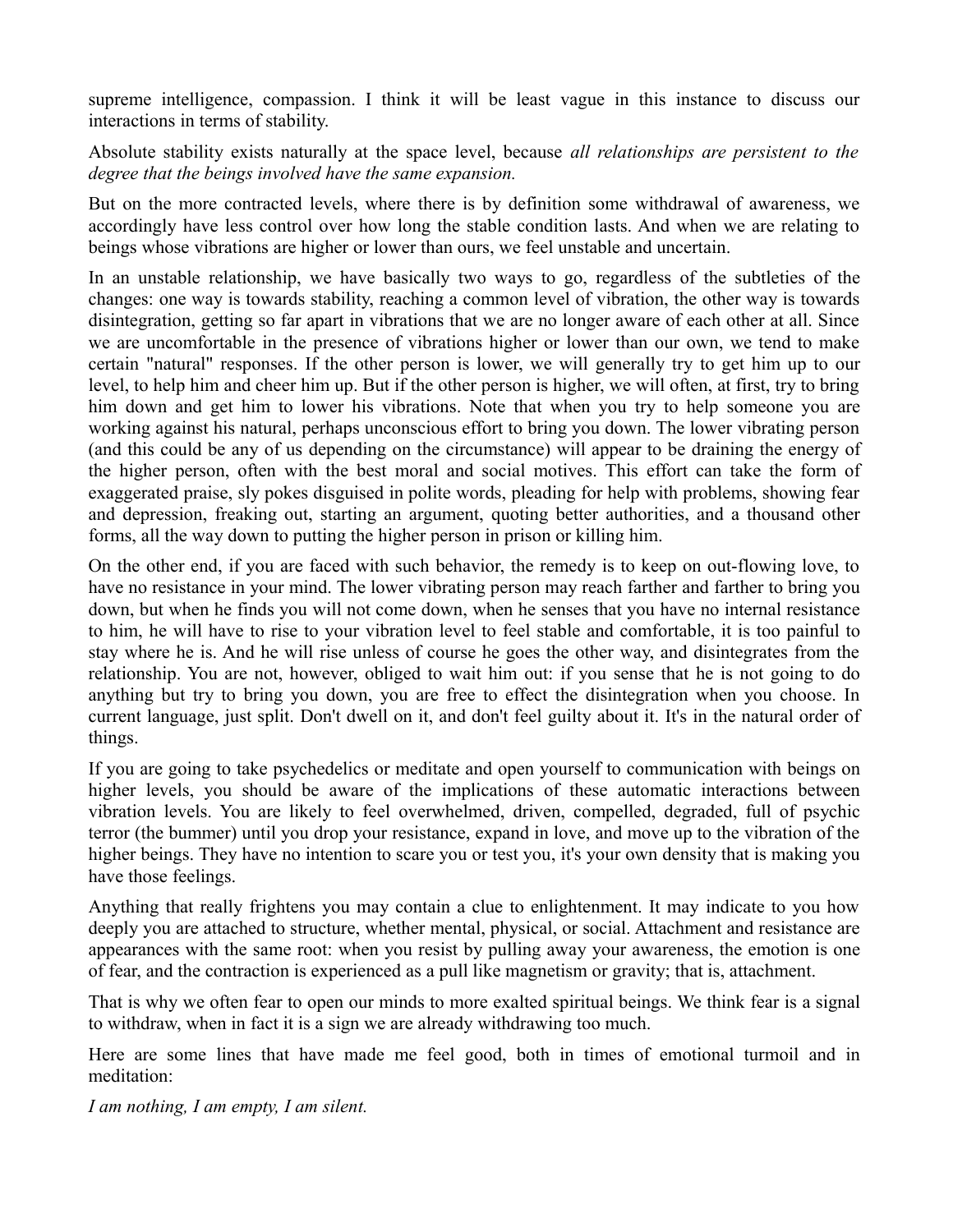supreme intelligence, compassion. I think it will be least vague in this instance to discuss our interactions in terms of stability.

Absolute stability exists naturally at the space level, because *all relationships are persistent to the degree that the beings involved have the same expansion.*

But on the more contracted levels, where there is by definition some withdrawal of awareness, we accordingly have less control over how long the stable condition lasts. And when we are relating to beings whose vibrations are higher or lower than ours, we feel unstable and uncertain.

In an unstable relationship, we have basically two ways to go, regardless of the subtleties of the changes: one way is towards stability, reaching a common level of vibration, the other way is towards disintegration, getting so far apart in vibrations that we are no longer aware of each other at all. Since we are uncomfortable in the presence of vibrations higher or lower than our own, we tend to make certain "natural" responses. If the other person is lower, we will generally try to get him up to our level, to help him and cheer him up. But if the other person is higher, we will often, at first, try to bring him down and get him to lower his vibrations. Note that when you try to help someone you are working against his natural, perhaps unconscious effort to bring you down. The lower vibrating person (and this could be any of us depending on the circumstance) will appear to be draining the energy of the higher person, often with the best moral and social motives. This effort can take the form of exaggerated praise, sly pokes disguised in polite words, pleading for help with problems, showing fear and depression, freaking out, starting an argument, quoting better authorities, and a thousand other forms, all the way down to putting the higher person in prison or killing him.

On the other end, if you are faced with such behavior, the remedy is to keep on out-flowing love, to have no resistance in your mind. The lower vibrating person may reach farther and farther to bring you down, but when he finds you will not come down, when he senses that you have no internal resistance to him, he will have to rise to your vibration level to feel stable and comfortable, it is too painful to stay where he is. And he will rise unless of course he goes the other way, and disintegrates from the relationship. You are not, however, obliged to wait him out: if you sense that he is not going to do anything but try to bring you down, you are free to effect the disintegration when you choose. In current language, just split. Don't dwell on it, and don't feel guilty about it. It's in the natural order of things.

If you are going to take psychedelics or meditate and open yourself to communication with beings on higher levels, you should be aware of the implications of these automatic interactions between vibration levels. You are likely to feel overwhelmed, driven, compelled, degraded, full of psychic terror (the bummer) until you drop your resistance, expand in love, and move up to the vibration of the higher beings. They have no intention to scare you or test you, it's your own density that is making you have those feelings.

Anything that really frightens you may contain a clue to enlightenment. It may indicate to you how deeply you are attached to structure, whether mental, physical, or social. Attachment and resistance are appearances with the same root: when you resist by pulling away your awareness, the emotion is one of fear, and the contraction is experienced as a pull like magnetism or gravity; that is, attachment.

That is why we often fear to open our minds to more exalted spiritual beings. We think fear is a signal to withdraw, when in fact it is a sign we are already withdrawing too much.

Here are some lines that have made me feel good, both in times of emotional turmoil and in meditation:

*I am nothing, I am empty, I am silent.*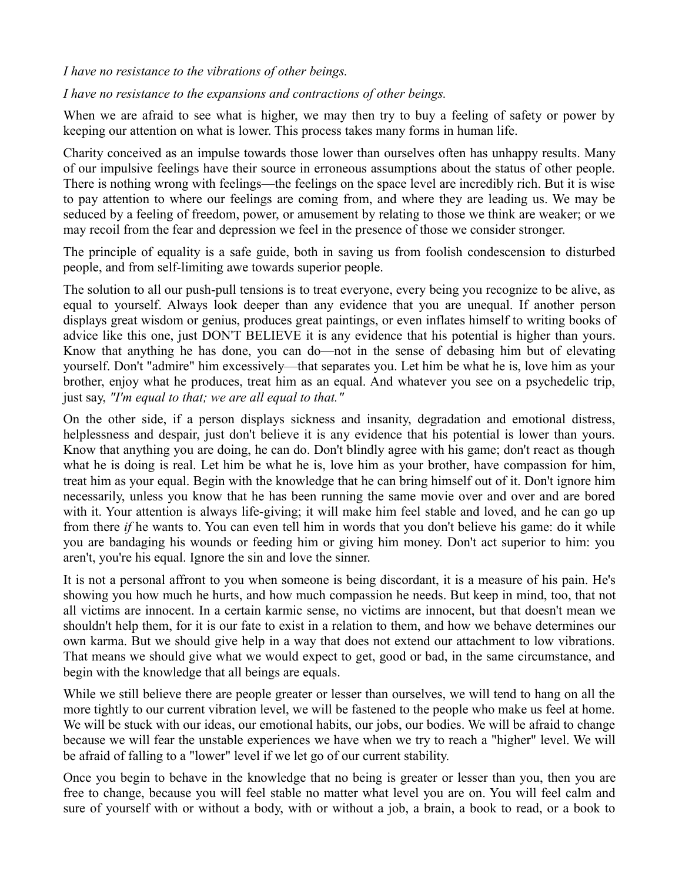*I have no resistance to the vibrations of other beings.*

*I have no resistance to the expansions and contractions of other beings.*

When we are afraid to see what is higher, we may then try to buy a feeling of safety or power by keeping our attention on what is lower. This process takes many forms in human life.

Charity conceived as an impulse towards those lower than ourselves often has unhappy results. Many of our impulsive feelings have their source in erroneous assumptions about the status of other people. There is nothing wrong with feelings—the feelings on the space level are incredibly rich. But it is wise to pay attention to where our feelings are coming from, and where they are leading us. We may be seduced by a feeling of freedom, power, or amusement by relating to those we think are weaker; or we may recoil from the fear and depression we feel in the presence of those we consider stronger.

The principle of equality is a safe guide, both in saving us from foolish condescension to disturbed people, and from self-limiting awe towards superior people.

The solution to all our push-pull tensions is to treat everyone, every being you recognize to be alive, as equal to yourself. Always look deeper than any evidence that you are unequal. If another person displays great wisdom or genius, produces great paintings, or even inflates himself to writing books of advice like this one, just DON'T BELIEVE it is any evidence that his potential is higher than yours. Know that anything he has done, you can do—not in the sense of debasing him but of elevating yourself. Don't "admire" him excessively—that separates you. Let him be what he is, love him as your brother, enjoy what he produces, treat him as an equal. And whatever you see on a psychedelic trip, just say, *"I'm equal to that; we are all equal to that."*

On the other side, if a person displays sickness and insanity, degradation and emotional distress, helplessness and despair, just don't believe it is any evidence that his potential is lower than yours. Know that anything you are doing, he can do. Don't blindly agree with his game; don't react as though what he is doing is real. Let him be what he is, love him as your brother, have compassion for him, treat him as your equal. Begin with the knowledge that he can bring himself out of it. Don't ignore him necessarily, unless you know that he has been running the same movie over and over and are bored with it. Your attention is always life-giving; it will make him feel stable and loved, and he can go up from there *if* he wants to. You can even tell him in words that you don't believe his game: do it while you are bandaging his wounds or feeding him or giving him money. Don't act superior to him: you aren't, you're his equal. Ignore the sin and love the sinner.

It is not a personal affront to you when someone is being discordant, it is a measure of his pain. He's showing you how much he hurts, and how much compassion he needs. But keep in mind, too, that not all victims are innocent. In a certain karmic sense, no victims are innocent, but that doesn't mean we shouldn't help them, for it is our fate to exist in a relation to them, and how we behave determines our own karma. But we should give help in a way that does not extend our attachment to low vibrations. That means we should give what we would expect to get, good or bad, in the same circumstance, and begin with the knowledge that all beings are equals.

While we still believe there are people greater or lesser than ourselves, we will tend to hang on all the more tightly to our current vibration level, we will be fastened to the people who make us feel at home. We will be stuck with our ideas, our emotional habits, our jobs, our bodies. We will be afraid to change because we will fear the unstable experiences we have when we try to reach a "higher" level. We will be afraid of falling to a "lower" level if we let go of our current stability.

Once you begin to behave in the knowledge that no being is greater or lesser than you, then you are free to change, because you will feel stable no matter what level you are on. You will feel calm and sure of yourself with or without a body, with or without a job, a brain, a book to read, or a book to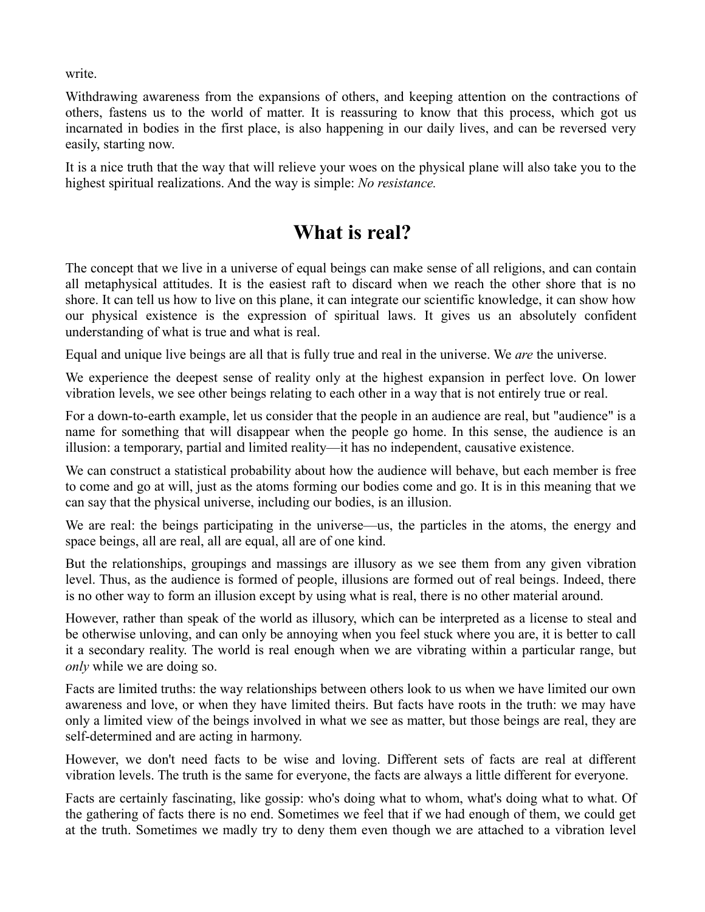write.

Withdrawing awareness from the expansions of others, and keeping attention on the contractions of others, fastens us to the world of matter. It is reassuring to know that this process, which got us incarnated in bodies in the first place, is also happening in our daily lives, and can be reversed very easily, starting now.

It is a nice truth that the way that will relieve your woes on the physical plane will also take you to the highest spiritual realizations. And the way is simple: *No resistance.*

# What is real?

The concept that we live in a universe of equal beings can make sense of all religions, and can contain all metaphysical attitudes. It is the easiest raft to discard when we reach the other shore that is no shore. It can tell us how to live on this plane, it can integrate our scientific knowledge, it can show how our physical existence is the expression of spiritual laws. It gives us an absolutely confident understanding of what is true and what is real.

Equal and unique live beings are all that is fully true and real in the universe. We *are* the universe.

We experience the deepest sense of reality only at the highest expansion in perfect love. On lower vibration levels, we see other beings relating to each other in a way that is not entirely true or real.

For a down-to-earth example, let us consider that the people in an audience are real, but "audience" is a name for something that will disappear when the people go home. In this sense, the audience is an illusion: a temporary, partial and limited reality—it has no independent, causative existence.

We can construct a statistical probability about how the audience will behave, but each member is free to come and go at will, just as the atoms forming our bodies come and go. It is in this meaning that we can say that the physical universe, including our bodies, is an illusion.

We are real: the beings participating in the universe—us, the particles in the atoms, the energy and space beings, all are real, all are equal, all are of one kind.

But the relationships, groupings and massings are illusory as we see them from any given vibration level. Thus, as the audience is formed of people, illusions are formed out of real beings. Indeed, there is no other way to form an illusion except by using what is real, there is no other material around.

However, rather than speak of the world as illusory, which can be interpreted as a license to steal and be otherwise unloving, and can only be annoying when you feel stuck where you are, it is better to call it a secondary reality. The world is real enough when we are vibrating within a particular range, but *only* while we are doing so.

Facts are limited truths: the way relationships between others look to us when we have limited our own awareness and love, or when they have limited theirs. But facts have roots in the truth: we may have only a limited view of the beings involved in what we see as matter, but those beings are real, they are self-determined and are acting in harmony.

However, we don't need facts to be wise and loving. Different sets of facts are real at different vibration levels. The truth is the same for everyone, the facts are always a little different for everyone.

Facts are certainly fascinating, like gossip: who's doing what to whom, what's doing what to what. Of the gathering of facts there is no end. Sometimes we feel that if we had enough of them, we could get at the truth. Sometimes we madly try to deny them even though we are attached to a vibration level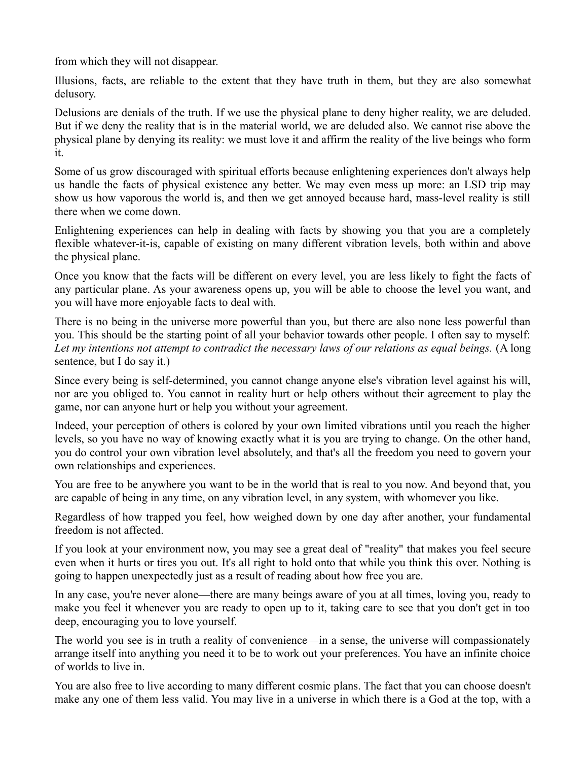from which they will not disappear.

Illusions, facts, are reliable to the extent that they have truth in them, but they are also somewhat delusory.

Delusions are denials of the truth. If we use the physical plane to deny higher reality, we are deluded. But if we deny the reality that is in the material world, we are deluded also. We cannot rise above the physical plane by denying its reality: we must love it and affirm the reality of the live beings who form it.

Some of us grow discouraged with spiritual efforts because enlightening experiences don't always help us handle the facts of physical existence any better. We may even mess up more: an LSD trip may show us how vaporous the world is, and then we get annoyed because hard, mass-level reality is still there when we come down.

Enlightening experiences can help in dealing with facts by showing you that you are a completely flexible whatever-it-is, capable of existing on many different vibration levels, both within and above the physical plane.

Once you know that the facts will be different on every level, you are less likely to fight the facts of any particular plane. As your awareness opens up, you will be able to choose the level you want, and you will have more enjoyable facts to deal with.

There is no being in the universe more powerful than you, but there are also none less powerful than you. This should be the starting point of all your behavior towards other people. I often say to myself: *Let my intentions not attempt to contradict the necessary laws of our relations as equal beings.* (A long sentence, but I do say it.)

Since every being is self-determined, you cannot change anyone else's vibration level against his will, nor are you obliged to. You cannot in reality hurt or help others without their agreement to play the game, nor can anyone hurt or help you without your agreement.

Indeed, your perception of others is colored by your own limited vibrations until you reach the higher levels, so you have no way of knowing exactly what it is you are trying to change. On the other hand, you do control your own vibration level absolutely, and that's all the freedom you need to govern your own relationships and experiences.

You are free to be anywhere you want to be in the world that is real to you now. And beyond that, you are capable of being in any time, on any vibration level, in any system, with whomever you like.

Regardless of how trapped you feel, how weighed down by one day after another, your fundamental freedom is not affected.

If you look at your environment now, you may see a great deal of "reality" that makes you feel secure even when it hurts or tires you out. It's all right to hold onto that while you think this over. Nothing is going to happen unexpectedly just as a result of reading about how free you are.

In any case, you're never alone—there are many beings aware of you at all times, loving you, ready to make you feel it whenever you are ready to open up to it, taking care to see that you don't get in too deep, encouraging you to love yourself.

The world you see is in truth a reality of convenience—in a sense, the universe will compassionately arrange itself into anything you need it to be to work out your preferences. You have an infinite choice of worlds to live in.

You are also free to live according to many different cosmic plans. The fact that you can choose doesn't make any one of them less valid. You may live in a universe in which there is a God at the top, with a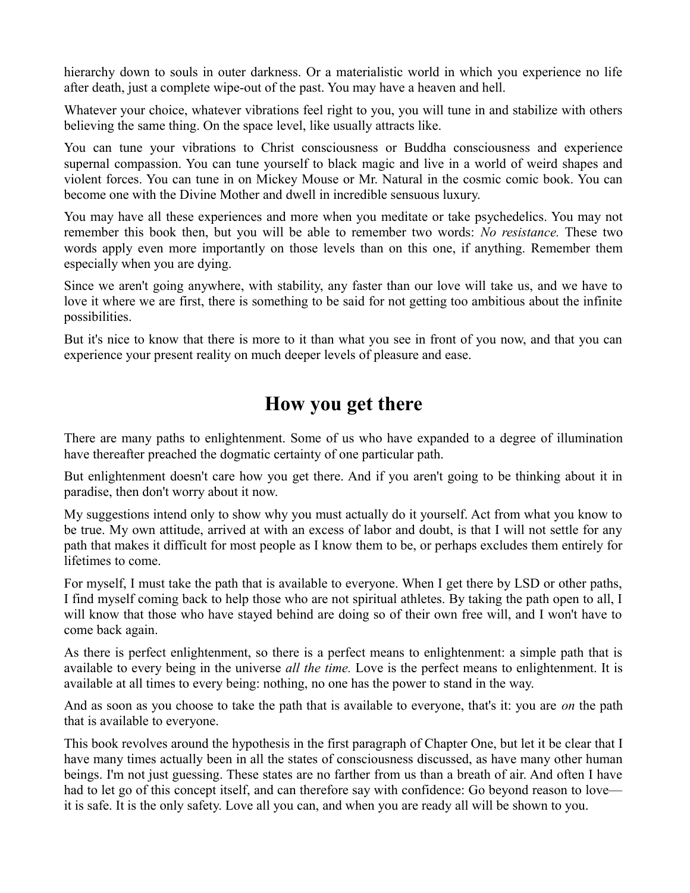hierarchy down to souls in outer darkness. Or a materialistic world in which you experience no life after death, just a complete wipe-out of the past. You may have a heaven and hell.

Whatever your choice, whatever vibrations feel right to you, you will tune in and stabilize with others believing the same thing. On the space level, like usually attracts like.

You can tune your vibrations to Christ consciousness or Buddha consciousness and experience supernal compassion. You can tune yourself to black magic and live in a world of weird shapes and violent forces. You can tune in on Mickey Mouse or Mr. Natural in the cosmic comic book. You can become one with the Divine Mother and dwell in incredible sensuous luxury.

You may have all these experiences and more when you meditate or take psychedelics. You may not remember this book then, but you will be able to remember two words: *No resistance.* These two words apply even more importantly on those levels than on this one, if anything. Remember them especially when you are dying.

Since we aren't going anywhere, with stability, any faster than our love will take us, and we have to love it where we are first, there is something to be said for not getting too ambitious about the infinite possibilities.

But it's nice to know that there is more to it than what you see in front of you now, and that you can experience your present reality on much deeper levels of pleasure and ease.

## How you get there

There are many paths to enlightenment. Some of us who have expanded to a degree of illumination have thereafter preached the dogmatic certainty of one particular path.

But enlightenment doesn't care how you get there. And if you aren't going to be thinking about it in paradise, then don't worry about it now.

My suggestions intend only to show why you must actually do it yourself. Act from what you know to be true. My own attitude, arrived at with an excess of labor and doubt, is that I will not settle for any path that makes it difficult for most people as I know them to be, or perhaps excludes them entirely for lifetimes to come.

For myself, I must take the path that is available to everyone. When I get there by LSD or other paths, I find myself coming back to help those who are not spiritual athletes. By taking the path open to all, I will know that those who have stayed behind are doing so of their own free will, and I won't have to come back again.

As there is perfect enlightenment, so there is a perfect means to enlightenment: a simple path that is available to every being in the universe *all the time.* Love is the perfect means to enlightenment. It is available at all times to every being: nothing, no one has the power to stand in the way.

And as soon as you choose to take the path that is available to everyone, that's it: you are *on* the path that is available to everyone.

This book revolves around the hypothesis in the first paragraph of Chapter One, but let it be clear that I have many times actually been in all the states of consciousness discussed, as have many other human beings. I'm not just guessing. These states are no farther from us than a breath of air. And often I have had to let go of this concept itself, and can therefore say with confidence: Go beyond reason to love—it is safe. It is the only safety. Love all you can, and when you are ready all will be shown to you.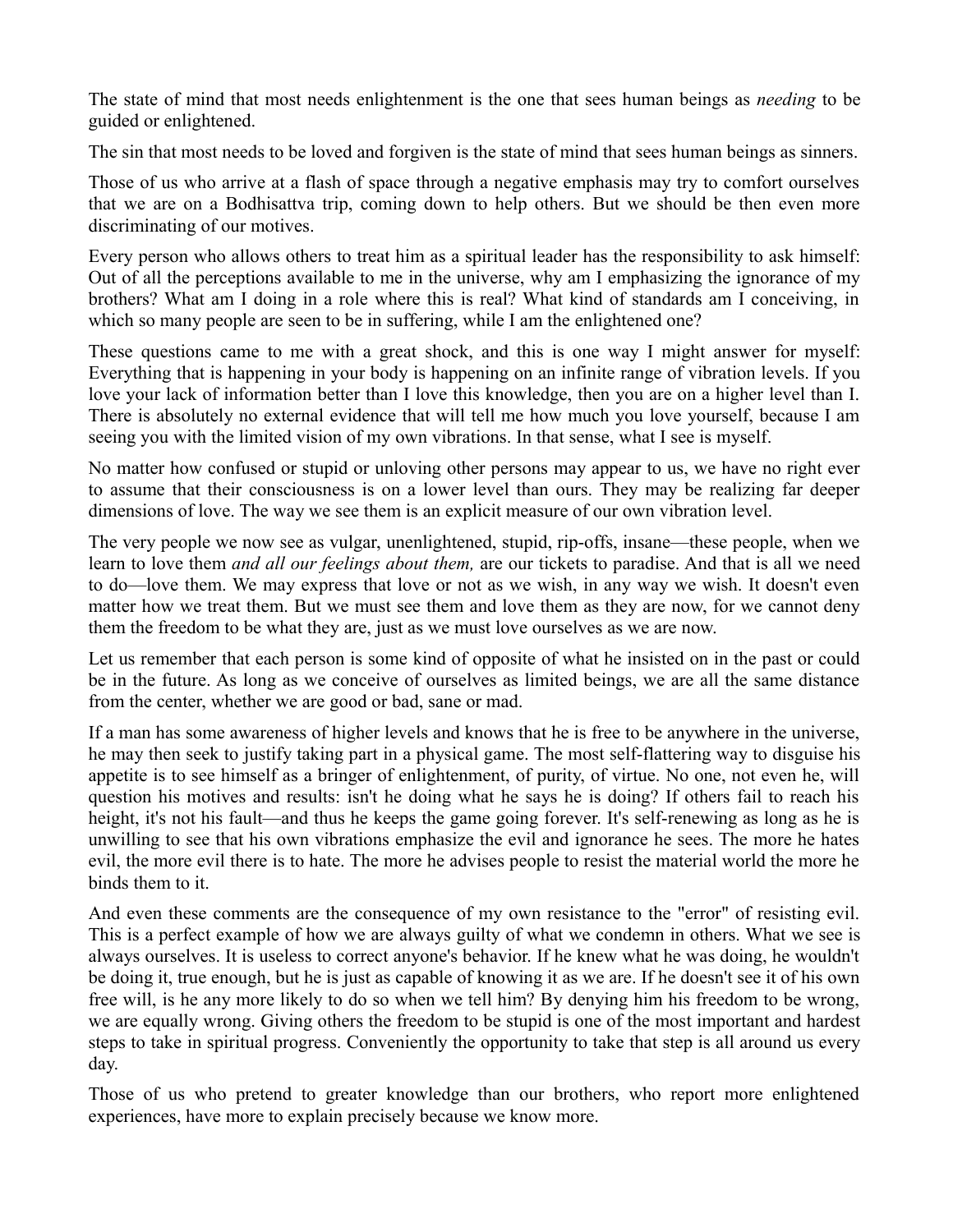The state of mind that most needs enlightenment is the one that sees human beings as *needing* to be guided or enlightened.

The sin that most needs to be loved and forgiven is the state of mind that sees human beings as sinners.

Those of us who arrive at a flash of space through a negative emphasis may try to comfort ourselves that we are on a Bodhisattva trip, coming down to help others. But we should be then even more discriminating of our motives.

Every person who allows others to treat him as a spiritual leader has the responsibility to ask himself: Out of all the perceptions available to me in the universe, why am I emphasizing the ignorance of my brothers? What am I doing in a role where this is real? What kind of standards am I conceiving, in which so many people are seen to be in suffering, while I am the enlightened one?

These questions came to me with a great shock, and this is one way I might answer for myself: Everything that is happening in your body is happening on an infinite range of vibration levels. If you love your lack of information better than I love this knowledge, then you are on a higher level than I. There is absolutely no external evidence that will tell me how much you love yourself, because I am seeing you with the limited vision of my own vibrations. In that sense, what I see is myself.

No matter how confused or stupid or unloving other persons may appear to us, we have no right ever to assume that their consciousness is on a lower level than ours. They may be realizing far deeper dimensions of love. The way we see them is an explicit measure of our own vibration level.

The very people we now see as vulgar, unenlightened, stupid, rip-offs, insane—these people, when we learn to love them *and all our feelings about them,* are our tickets to paradise. And that is all we need to do—love them. We may express that love or not as we wish, in any way we wish. It doesn't even matter how we treat them. But we must see them and love them as they are now, for we cannot deny them the freedom to be what they are, just as we must love ourselves as we are now.

Let us remember that each person is some kind of opposite of what he insisted on in the past or could be in the future. As long as we conceive of ourselves as limited beings, we are all the same distance from the center, whether we are good or bad, sane or mad.

If a man has some awareness of higher levels and knows that he is free to be anywhere in the universe, he may then seek to justify taking part in a physical game. The most self-flattering way to disguise his appetite is to see himself as a bringer of enlightenment, of purity, of virtue. No one, not even he, will question his motives and results: isn't he doing what he says he is doing? If others fail to reach his height, it's not his fault—and thus he keeps the game going forever. It's self-renewing as long as he is unwilling to see that his own vibrations emphasize the evil and ignorance he sees. The more he hates evil, the more evil there is to hate. The more he advises people to resist the material world the more he binds them to it.

And even these comments are the consequence of my own resistance to the "error" of resisting evil. This is a perfect example of how we are always guilty of what we condemn in others. What we see is always ourselves. It is useless to correct anyone's behavior. If he knew what he was doing, he wouldn't be doing it, true enough, but he is just as capable of knowing it as we are. If he doesn't see it of his own free will, is he any more likely to do so when we tell him? By denying him his freedom to be wrong, we are equally wrong. Giving others the freedom to be stupid is one of the most important and hardest steps to take in spiritual progress. Conveniently the opportunity to take that step is all around us every day.

Those of us who pretend to greater knowledge than our brothers, who report more enlightened experiences, have more to explain precisely because we know more.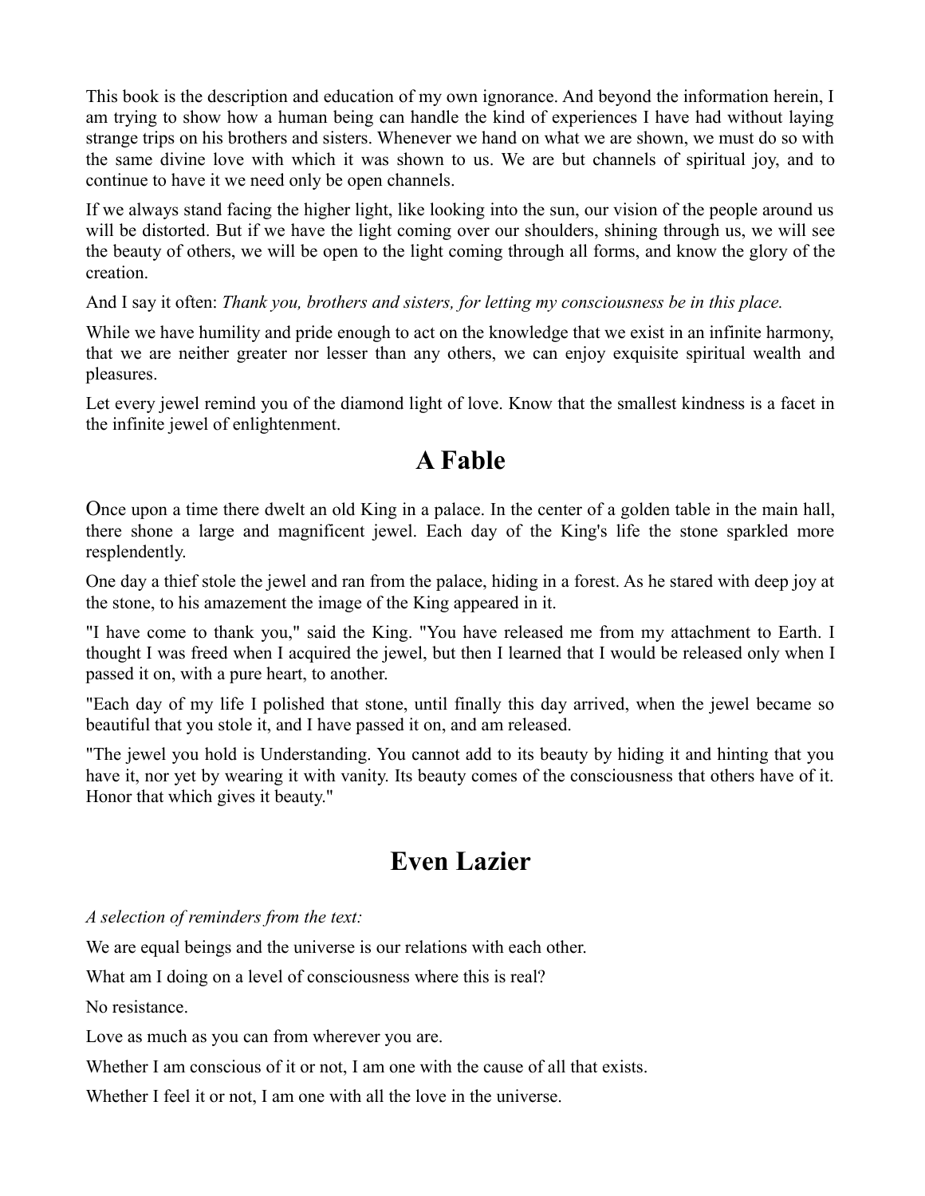This book is the description and education of my own ignorance. And beyond the information herein, I am trying to show how a human being can handle the kind of experiences I have had without laying strange trips on his brothers and sisters. Whenever we hand on what we are shown, we must do so with the same divine love with which it was shown to us. We are but channels of spiritual joy, and to continue to have it we need only be open channels.

If we always stand facing the higher light, like looking into the sun, our vision of the people around us will be distorted. But if we have the light coming over our shoulders, shining through us, we will see the beauty of others, we will be open to the light coming through all forms, and know the glory of the creation.

And I say it often: *Thank you, brothers and sisters, for letting my consciousness be in this place.*

While we have humility and pride enough to act on the knowledge that we exist in an infinite harmony, that we are neither greater nor lesser than any others, we can enjoy exquisite spiritual wealth and pleasures.

Let every jewel remind you of the diamond light of love. Know that the smallest kindness is a facet in the infinite jewel of enlightenment.

## A Fable

Once upon a time there dwelt an old King in a palace. In the center of a golden table in the main hall, there shone a large and magnificent jewel. Each day of the King's life the stone sparkled more resplendently.

One day a thief stole the jewel and ran from the palace, hiding in a forest. As he stared with deep joy at the stone, to his amazement the image of the King appeared in it.

"I have come to thank you," said the King. "You have released me from my attachment to Earth. I thought I was freed when I acquired the jewel, but then I learned that I would be released only when I passed it on, with a pure heart, to another.

"Each day of my life I polished that stone, until finally this day arrived, when the jewel became so beautiful that you stole it, and I have passed it on, and am released.

"The jewel you hold is Understanding. You cannot add to its beauty by hiding it and hinting that you have it, nor yet by wearing it with vanity. Its beauty comes of the consciousness that others have of it. Honor that which gives it beauty."

## Even Lazier

*A selection of reminders from the text:*

We are equal beings and the universe is our relations with each other.

What am I doing on a level of consciousness where this is real?

No resistance.

Love as much as you can from wherever you are.

Whether I am conscious of it or not, I am one with the cause of all that exists.

Whether I feel it or not, I am one with all the love in the universe.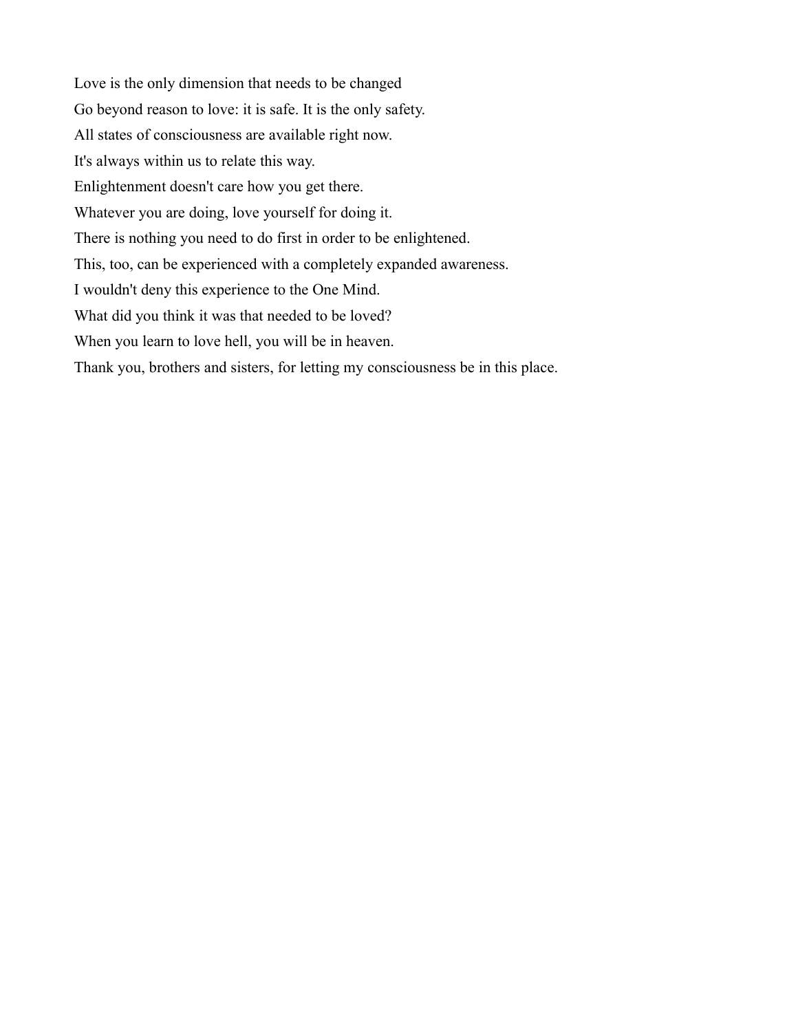Love is the only dimension that needs to be changed

Go beyond reason to love: it is safe. It is the only safety.

All states of consciousness are available right now.

It's always within us to relate this way.

Enlightenment doesn't care how you get there.

Whatever you are doing, love yourself for doing it.

There is nothing you need to do first in order to be enlightened.

This, too, can be experienced with a completely expanded awareness.

I wouldn't deny this experience to the One Mind.

What did you think it was that needed to be loved?

When you learn to love hell, you will be in heaven.

Thank you, brothers and sisters, for letting my consciousness be in this place.